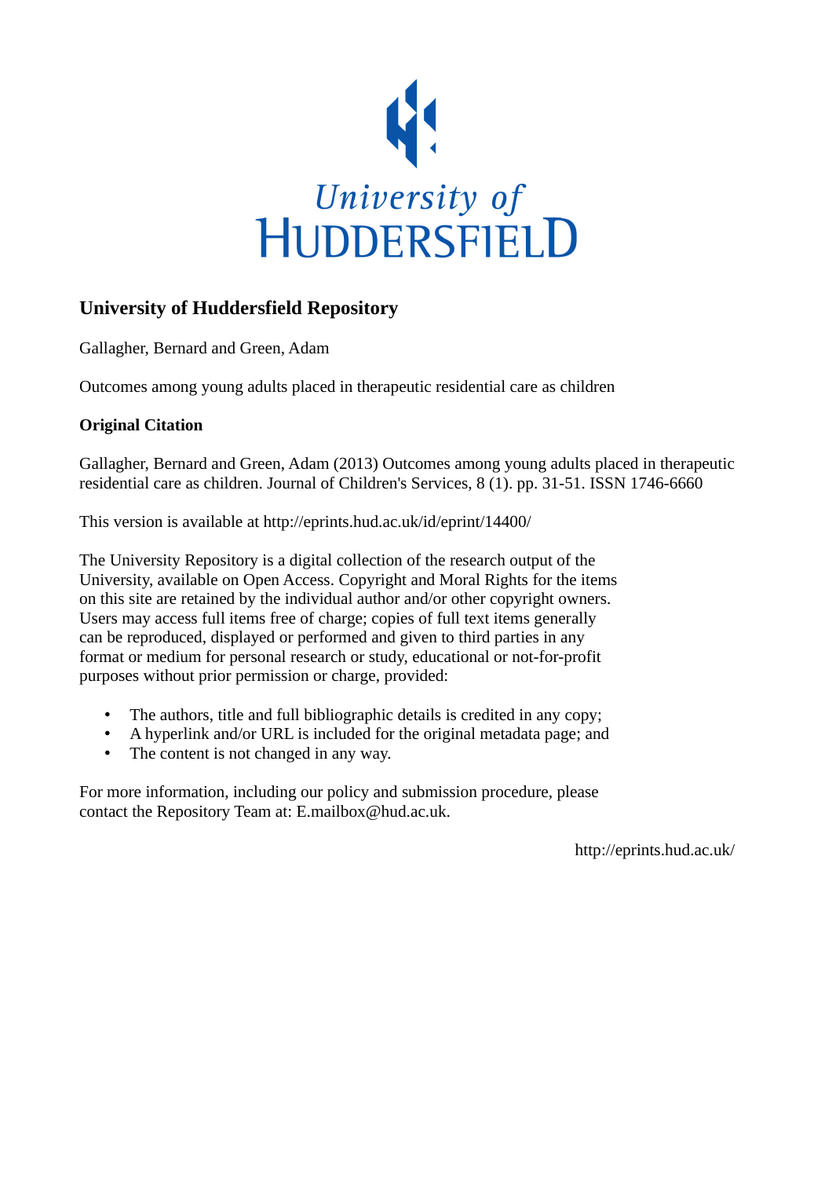# University of Huddersfield Repository

Gallagher, Bernard and Green, Adam

Outcomes among young adults placed in therapeutic residential care as children

### Original Citation

Gallagher, Bernard and Green, Adam (2013) Outcomes among young adults placed in therapeutic residential care as children. Journal of Children's Services, 8 (1). pp. 31-51. ISSN 1746-6660

This version is available at http://eprints.hud.ac.uk/id/eprint/14400/

The University Repository is a digital collection of the research output of the University, available on Open Access. Copyright and Moral Rights for the items on this site are retained by the individual author and/or other copyright owners. Users may access full items free of charge; copies of full text items generally can be reproduced, displayed or performed and given to third parties in any format or medium for personal research or study, educational or not-for-profit purposes without prior permission or charge, provided:

- The authors, title and full bibliographic details is credited in any copy;
- A hyperlink and/or URL is included for the original metadata page; and
- The content is not changed in any way.

For more information, including our policy and submission procedure, please contact the Repository Team at: E.mailbox@hud.ac.uk.

http://eprints.hud.ac.uk/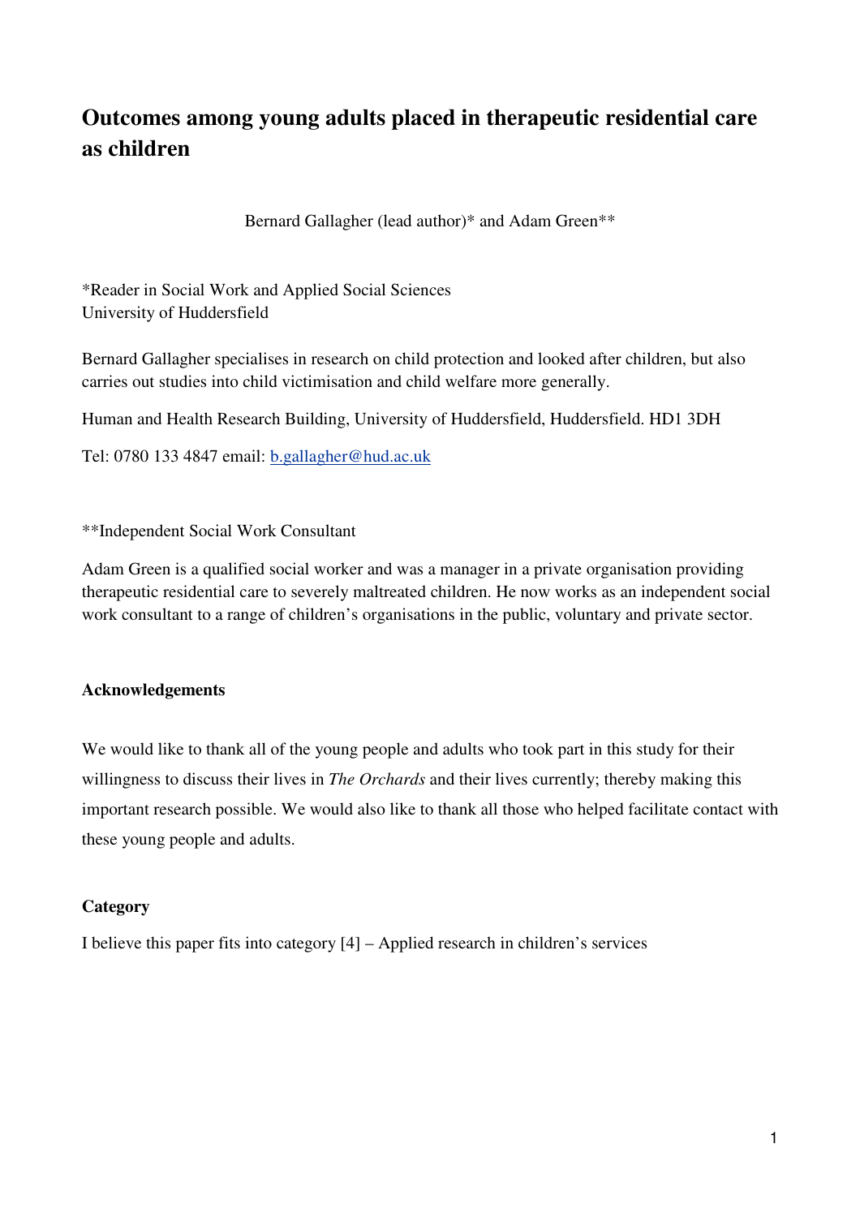# Outcomes among young adults placed in therapeutic residential care as children

Bernard Gallagher (lead author)* and Adam Green**

*Reader in Social Work and Applied Social Sciences
University of Huddersfield

Bernard Gallagher specialises in research on child protection and looked after children, but also carries out studies into child victimisation and child welfare more generally.

Human and Health Research Building, University of Huddersfield, Huddersfield. HD1 3DH

Tel: 0780 133 4847 email: b.gallagher@hud.ac.uk

**Independent Social Work Consultant

Adam Green is a qualified social worker and was a manager in a private organisation providing therapeutic residential care to severely maltreated children. He now works as an independent social work consultant to a range of children's organisations in the public, voluntary and private sector.

### Acknowledgements

We would like to thank all of the young people and adults who took part in this study for their willingness to discuss their lives in *The Orchards* and their lives currently; thereby making this important research possible. We would also like to thank all those who helped facilitate contact with these young people and adults.

### Category

I believe this paper fits into category [4] – Applied research in children's services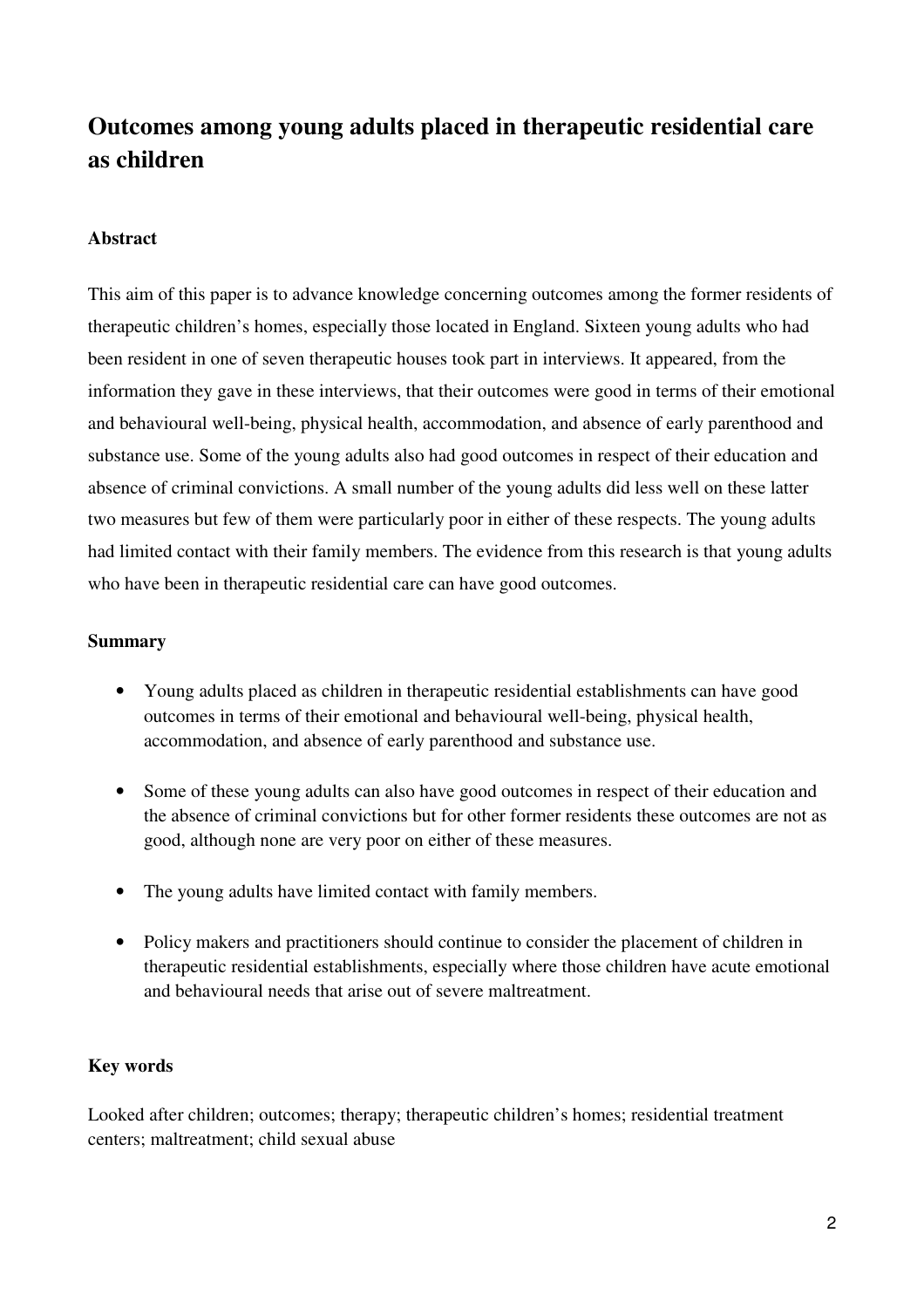# Outcomes among young adults placed in therapeutic residential care as children

## Abstract

This aim of this paper is to advance knowledge concerning outcomes among the former residents of therapeutic children's homes, especially those located in England. Sixteen young adults who had been resident in one of seven therapeutic houses took part in interviews. It appeared, from the information they gave in these interviews, that their outcomes were good in terms of their emotional and behavioural well-being, physical health, accommodation, and absence of early parenthood and substance use. Some of the young adults also had good outcomes in respect of their education and absence of criminal convictions. A small number of the young adults did less well on these latter two measures but few of them were particularly poor in either of these respects. The young adults had limited contact with their family members. The evidence from this research is that young adults who have been in therapeutic residential care can have good outcomes.

## Summary

- Young adults placed as children in therapeutic residential establishments can have good outcomes in terms of their emotional and behavioural well-being, physical health, accommodation, and absence of early parenthood and substance use.
- Some of these young adults can also have good outcomes in respect of their education and the absence of criminal convictions but for other former residents these outcomes are not as good, although none are very poor on either of these measures.
- The young adults have limited contact with family members.
- Policy makers and practitioners should continue to consider the placement of children in therapeutic residential establishments, especially where those children have acute emotional and behavioural needs that arise out of severe maltreatment.

## Key words

Looked after children; outcomes; therapy; therapeutic children's homes; residential treatment centers; maltreatment; child sexual abuse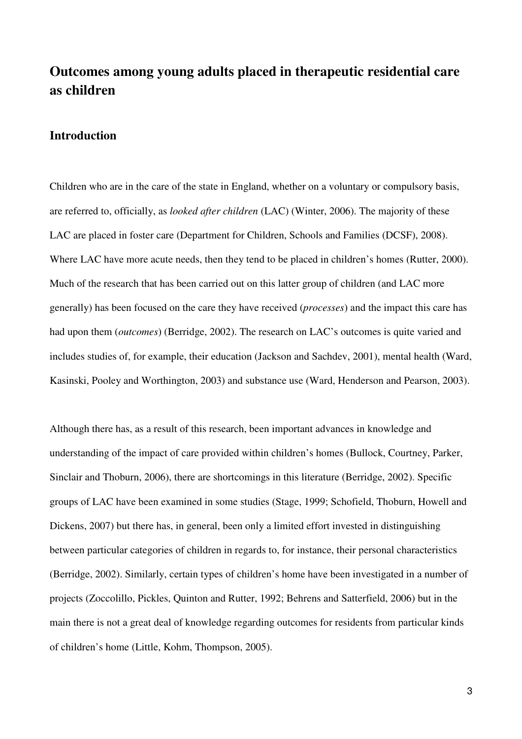# Outcomes among young adults placed in therapeutic residential care as children

## Introduction

Children who are in the care of the state in England, whether on a voluntary or compulsory basis, are referred to, officially, as *looked after children* (LAC) (Winter, 2006). The majority of these LAC are placed in foster care (Department for Children, Schools and Families (DCSF), 2008). Where LAC have more acute needs, then they tend to be placed in children's homes (Rutter, 2000). Much of the research that has been carried out on this latter group of children (and LAC more generally) has been focused on the care they have received (*processes*) and the impact this care has had upon them (*outcomes*) (Berridge, 2002). The research on LAC's outcomes is quite varied and includes studies of, for example, their education (Jackson and Sachdev, 2001), mental health (Ward, Kasinski, Pooley and Worthington, 2003) and substance use (Ward, Henderson and Pearson, 2003).

Although there has, as a result of this research, been important advances in knowledge and understanding of the impact of care provided within children's homes (Bullock, Courtney, Parker, Sinclair and Thoburn, 2006), there are shortcomings in this literature (Berridge, 2002). Specific groups of LAC have been examined in some studies (Stage, 1999; Schofield, Thoburn, Howell and Dickens, 2007) but there has, in general, been only a limited effort invested in distinguishing between particular categories of children in regards to, for instance, their personal characteristics (Berridge, 2002). Similarly, certain types of children's home have been investigated in a number of projects (Zoccolillo, Pickles, Quinton and Rutter, 1992; Behrens and Satterfield, 2006) but in the main there is not a great deal of knowledge regarding outcomes for residents from particular kinds of children's home (Little, Kohm, Thompson, 2005).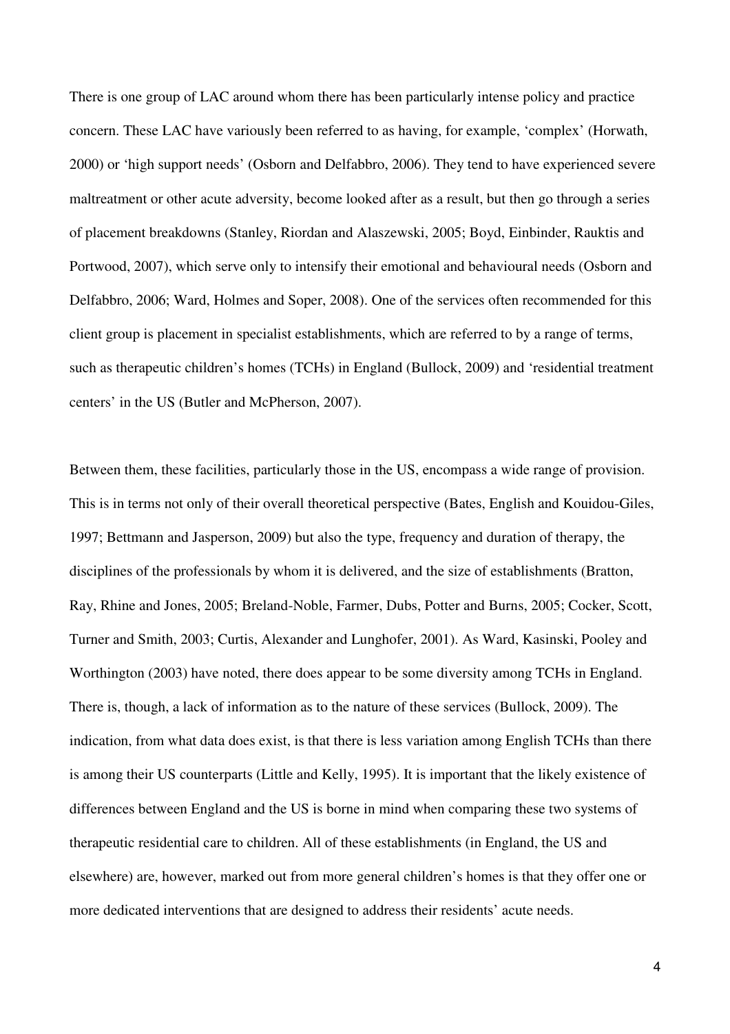There is one group of LAC around whom there has been particularly intense policy and practice concern. These LAC have variously been referred to as having, for example, 'complex' (Horwath, 2000) or 'high support needs' (Osborn and Delfabbro, 2006). They tend to have experienced severe maltreatment or other acute adversity, become looked after as a result, but then go through a series of placement breakdowns (Stanley, Riordan and Alaszewski, 2005; Boyd, Einbinder, Rauktis and Portwood, 2007), which serve only to intensify their emotional and behavioural needs (Osborn and Delfabbro, 2006; Ward, Holmes and Soper, 2008). One of the services often recommended for this client group is placement in specialist establishments, which are referred to by a range of terms, such as therapeutic children's homes (TCHs) in England (Bullock, 2009) and 'residential treatment centers' in the US (Butler and McPherson, 2007).

Between them, these facilities, particularly those in the US, encompass a wide range of provision. This is in terms not only of their overall theoretical perspective (Bates, English and Kouidou-Giles, 1997; Bettmann and Jasperson, 2009) but also the type, frequency and duration of therapy, the disciplines of the professionals by whom it is delivered, and the size of establishments (Bratton, Ray, Rhine and Jones, 2005; Breland-Noble, Farmer, Dubs, Potter and Burns, 2005; Cocker, Scott, Turner and Smith, 2003; Curtis, Alexander and Lunghofer, 2001). As Ward, Kasinski, Pooley and Worthington (2003) have noted, there does appear to be some diversity among TCHs in England. There is, though, a lack of information as to the nature of these services (Bullock, 2009). The indication, from what data does exist, is that there is less variation among English TCHs than there is among their US counterparts (Little and Kelly, 1995). It is important that the likely existence of differences between England and the US is borne in mind when comparing these two systems of therapeutic residential care to children. All of these establishments (in England, the US and elsewhere) are, however, marked out from more general children's homes is that they offer one or more dedicated interventions that are designed to address their residents' acute needs.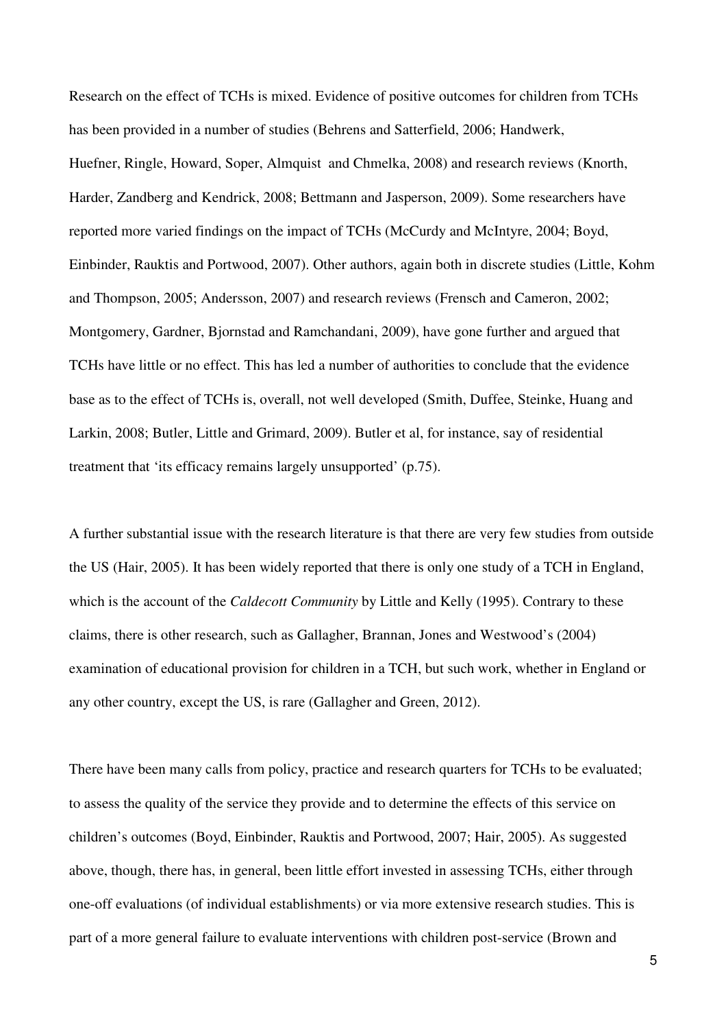Research on the effect of TCHs is mixed. Evidence of positive outcomes for children from TCHs has been provided in a number of studies (Behrens and Satterfield, 2006; Handwerk, Huefner, Ringle, Howard, Soper, Almquist and Chmelka, 2008) and research reviews (Knorth, Harder, Zandberg and Kendrick, 2008; Bettmann and Jasperson, 2009). Some researchers have reported more varied findings on the impact of TCHs (McCurdy and McIntyre, 2004; Boyd, Einbinder, Rauktis and Portwood, 2007). Other authors, again both in discrete studies (Little, Kohm and Thompson, 2005; Andersson, 2007) and research reviews (Frensch and Cameron, 2002; Montgomery, Gardner, Bjornstad and Ramchandani, 2009), have gone further and argued that TCHs have little or no effect. This has led a number of authorities to conclude that the evidence base as to the effect of TCHs is, overall, not well developed (Smith, Duffee, Steinke, Huang and Larkin, 2008; Butler, Little and Grimard, 2009). Butler et al, for instance, say of residential treatment that 'its efficacy remains largely unsupported' (p.75).

A further substantial issue with the research literature is that there are very few studies from outside the US (Hair, 2005). It has been widely reported that there is only one study of a TCH in England, which is the account of the *Caldecott Community* by Little and Kelly (1995). Contrary to these claims, there is other research, such as Gallagher, Brannan, Jones and Westwood's (2004) examination of educational provision for children in a TCH, but such work, whether in England or any other country, except the US, is rare (Gallagher and Green, 2012).

There have been many calls from policy, practice and research quarters for TCHs to be evaluated; to assess the quality of the service they provide and to determine the effects of this service on children's outcomes (Boyd, Einbinder, Rauktis and Portwood, 2007; Hair, 2005). As suggested above, though, there has, in general, been little effort invested in assessing TCHs, either through one-off evaluations (of individual establishments) or via more extensive research studies. This is part of a more general failure to evaluate interventions with children post-service (Brown and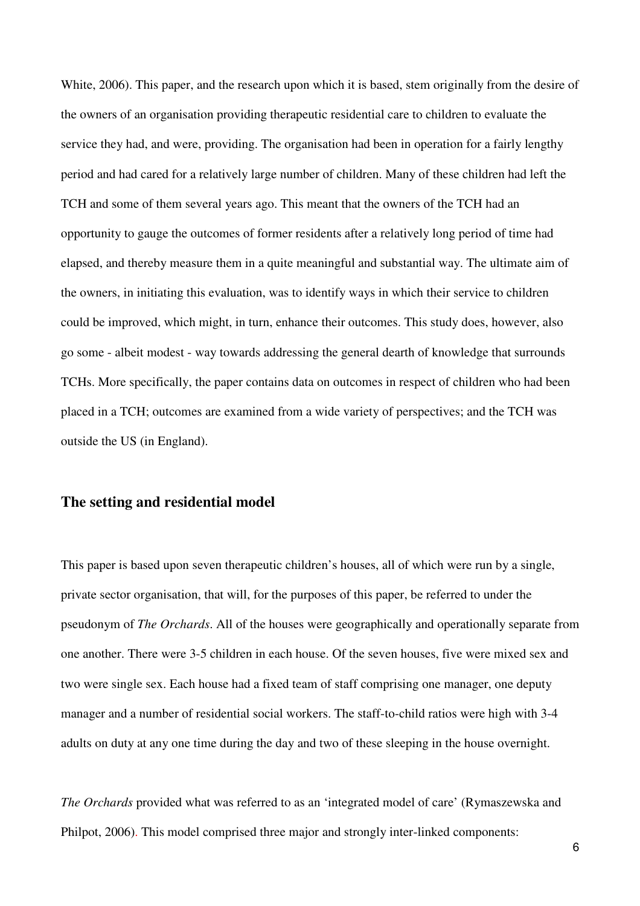White, 2006). This paper, and the research upon which it is based, stem originally from the desire of the owners of an organisation providing therapeutic residential care to children to evaluate the service they had, and were, providing. The organisation had been in operation for a fairly lengthy period and had cared for a relatively large number of children. Many of these children had left the TCH and some of them several years ago. This meant that the owners of the TCH had an opportunity to gauge the outcomes of former residents after a relatively long period of time had elapsed, and thereby measure them in a quite meaningful and substantial way. The ultimate aim of the owners, in initiating this evaluation, was to identify ways in which their service to children could be improved, which might, in turn, enhance their outcomes. This study does, however, also go some - albeit modest - way towards addressing the general dearth of knowledge that surrounds TCHs. More specifically, the paper contains data on outcomes in respect of children who had been placed in a TCH; outcomes are examined from a wide variety of perspectives; and the TCH was outside the US (in England).

## The setting and residential model

This paper is based upon seven therapeutic children's houses, all of which were run by a single, private sector organisation, that will, for the purposes of this paper, be referred to under the pseudonym of *The Orchards*. All of the houses were geographically and operationally separate from one another. There were 3-5 children in each house. Of the seven houses, five were mixed sex and two were single sex. Each house had a fixed team of staff comprising one manager, one deputy manager and a number of residential social workers. The staff-to-child ratios were high with 3-4 adults on duty at any one time during the day and two of these sleeping in the house overnight.

*The Orchards* provided what was referred to as an 'integrated model of care' (Rymaszewska and Philpot, 2006). This model comprised three major and strongly inter-linked components: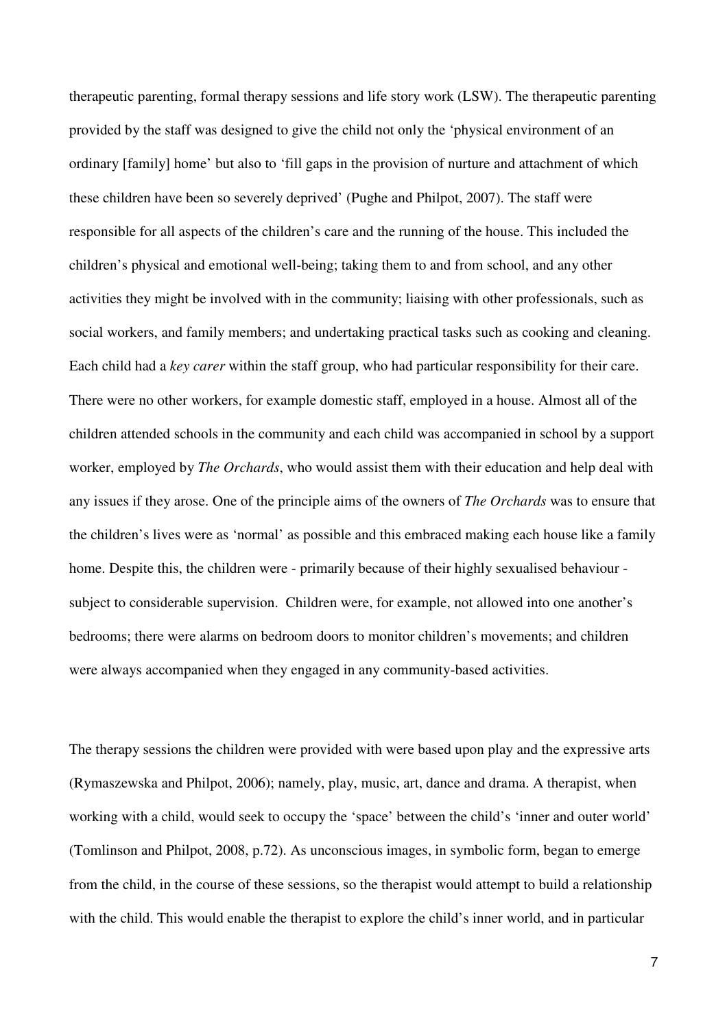therapeutic parenting, formal therapy sessions and life story work (LSW). The therapeutic parenting provided by the staff was designed to give the child not only the 'physical environment of an ordinary [family] home' but also to 'fill gaps in the provision of nurture and attachment of which these children have been so severely deprived' (Pughe and Philpot, 2007). The staff were responsible for all aspects of the children's care and the running of the house. This included the children's physical and emotional well-being; taking them to and from school, and any other activities they might be involved with in the community; liaising with other professionals, such as social workers, and family members; and undertaking practical tasks such as cooking and cleaning. Each child had a *key carer* within the staff group, who had particular responsibility for their care. There were no other workers, for example domestic staff, employed in a house. Almost all of the children attended schools in the community and each child was accompanied in school by a support worker, employed by *The Orchards*, who would assist them with their education and help deal with any issues if they arose. One of the principle aims of the owners of *The Orchards* was to ensure that the children's lives were as 'normal' as possible and this embraced making each house like a family home. Despite this, the children were - primarily because of their highly sexualised behaviour - subject to considerable supervision. Children were, for example, not allowed into one another's bedrooms; there were alarms on bedroom doors to monitor children's movements; and children were always accompanied when they engaged in any community-based activities.

The therapy sessions the children were provided with were based upon play and the expressive arts (Rymaszewska and Philpot, 2006); namely, play, music, art, dance and drama. A therapist, when working with a child, would seek to occupy the 'space' between the child's 'inner and outer world' (Tomlinson and Philpot, 2008, p.72). As unconscious images, in symbolic form, began to emerge from the child, in the course of these sessions, so the therapist would attempt to build a relationship with the child. This would enable the therapist to explore the child's inner world, and in particular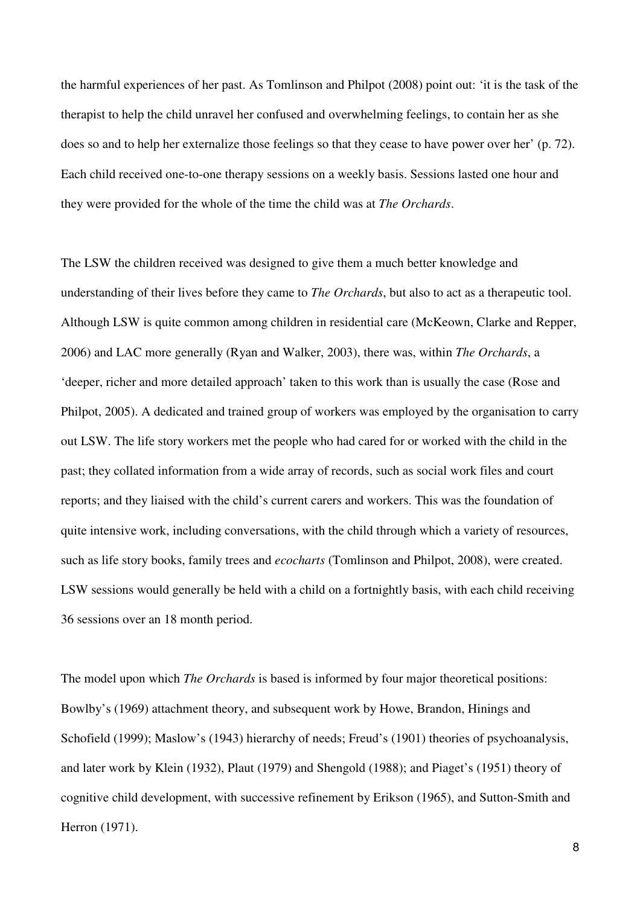the harmful experiences of her past. As Tomlinson and Philpot (2008) point out: 'it is the task of the therapist to help the child unravel her confused and overwhelming feelings, to contain her as she does so and to help her externalize those feelings so that they cease to have power over her' (p. 72). Each child received one-to-one therapy sessions on a weekly basis. Sessions lasted one hour and they were provided for the whole of the time the child was at *The Orchards*.

The LSW the children received was designed to give them a much better knowledge and understanding of their lives before they came to *The Orchards*, but also to act as a therapeutic tool. Although LSW is quite common among children in residential care (McKeown, Clarke and Repper, 2006) and LAC more generally (Ryan and Walker, 2003), there was, within *The Orchards*, a 'deeper, richer and more detailed approach' taken to this work than is usually the case (Rose and Philpot, 2005). A dedicated and trained group of workers was employed by the organisation to carry out LSW. The life story workers met the people who had cared for or worked with the child in the past; they collated information from a wide array of records, such as social work files and court reports; and they liaised with the child's current carers and workers. This was the foundation of quite intensive work, including conversations, with the child through which a variety of resources, such as life story books, family trees and *ecocharts* (Tomlinson and Philpot, 2008), were created. LSW sessions would generally be held with a child on a fortnightly basis, with each child receiving 36 sessions over an 18 month period.

The model upon which *The Orchards* is based is informed by four major theoretical positions: Bowlby's (1969) attachment theory, and subsequent work by Howe, Brandon, Hinings and Schofield (1999); Maslow's (1943) hierarchy of needs; Freud's (1901) theories of psychoanalysis, and later work by Klein (1932), Plaut (1979) and Shengold (1988); and Piaget's (1951) theory of cognitive child development, with successive refinement by Erikson (1965), and Sutton-Smith and Herron (1971).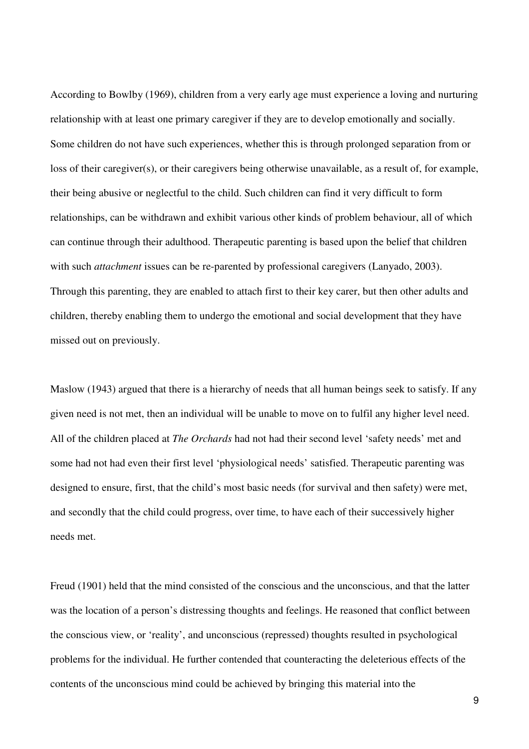According to Bowlby (1969), children from a very early age must experience a loving and nurturing relationship with at least one primary caregiver if they are to develop emotionally and socially. Some children do not have such experiences, whether this is through prolonged separation from or loss of their caregiver(s), or their caregivers being otherwise unavailable, as a result of, for example, their being abusive or neglectful to the child. Such children can find it very difficult to form relationships, can be withdrawn and exhibit various other kinds of problem behaviour, all of which can continue through their adulthood. Therapeutic parenting is based upon the belief that children with such *attachment* issues can be re-parented by professional caregivers (Lanyado, 2003). Through this parenting, they are enabled to attach first to their key carer, but then other adults and children, thereby enabling them to undergo the emotional and social development that they have missed out on previously.

Maslow (1943) argued that there is a hierarchy of needs that all human beings seek to satisfy. If any given need is not met, then an individual will be unable to move on to fulfil any higher level need. All of the children placed at *The Orchards* had not had their second level 'safety needs' met and some had not had even their first level 'physiological needs' satisfied. Therapeutic parenting was designed to ensure, first, that the child's most basic needs (for survival and then safety) were met, and secondly that the child could progress, over time, to have each of their successively higher needs met.

Freud (1901) held that the mind consisted of the conscious and the unconscious, and that the latter was the location of a person's distressing thoughts and feelings. He reasoned that conflict between the conscious view, or 'reality', and unconscious (repressed) thoughts resulted in psychological problems for the individual. He further contended that counteracting the deleterious effects of the contents of the unconscious mind could be achieved by bringing this material into the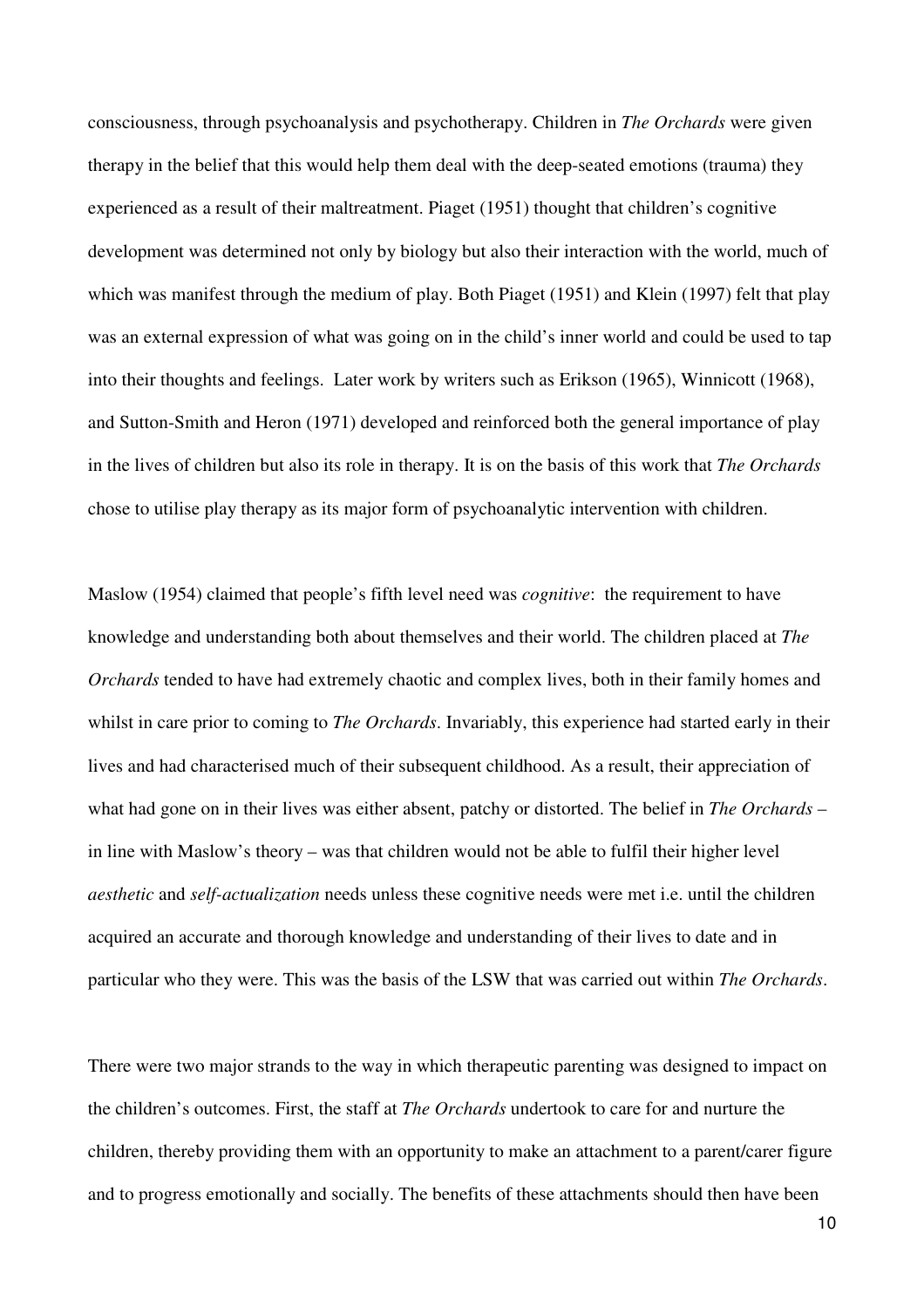consciousness, through psychoanalysis and psychotherapy. Children in *The Orchards* were given therapy in the belief that this would help them deal with the deep-seated emotions (trauma) they experienced as a result of their maltreatment. Piaget (1951) thought that children's cognitive development was determined not only by biology but also their interaction with the world, much of which was manifest through the medium of play. Both Piaget (1951) and Klein (1997) felt that play was an external expression of what was going on in the child's inner world and could be used to tap into their thoughts and feelings. Later work by writers such as Erikson (1965), Winnicott (1968), and Sutton-Smith and Heron (1971) developed and reinforced both the general importance of play in the lives of children but also its role in therapy. It is on the basis of this work that *The Orchards* chose to utilise play therapy as its major form of psychoanalytic intervention with children.

Maslow (1954) claimed that people's fifth level need was *cognitive*: the requirement to have knowledge and understanding both about themselves and their world. The children placed at *The Orchards* tended to have had extremely chaotic and complex lives, both in their family homes and whilst in care prior to coming to *The Orchards*. Invariably, this experience had started early in their lives and had characterised much of their subsequent childhood. As a result, their appreciation of what had gone on in their lives was either absent, patchy or distorted. The belief in *The Orchards* – in line with Maslow's theory – was that children would not be able to fulfil their higher level *aesthetic* and *self-actualization* needs unless these cognitive needs were met i.e. until the children acquired an accurate and thorough knowledge and understanding of their lives to date and in particular who they were. This was the basis of the LSW that was carried out within *The Orchards*.

There were two major strands to the way in which therapeutic parenting was designed to impact on the children's outcomes. First, the staff at *The Orchards* undertook to care for and nurture the children, thereby providing them with an opportunity to make an attachment to a parent/carer figure and to progress emotionally and socially. The benefits of these attachments should then have been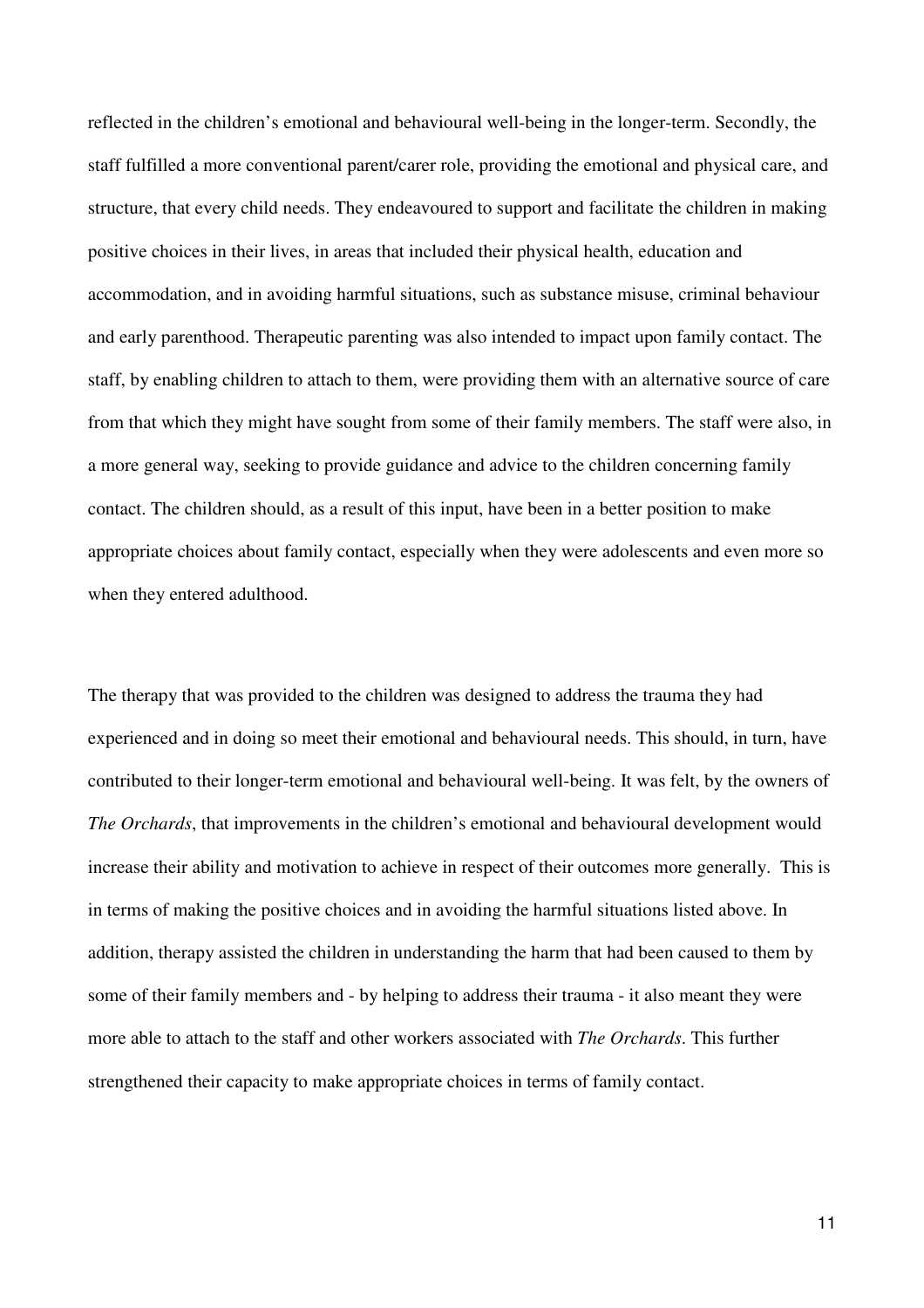reflected in the children's emotional and behavioural well-being in the longer-term. Secondly, the staff fulfilled a more conventional parent/carer role, providing the emotional and physical care, and structure, that every child needs. They endeavoured to support and facilitate the children in making positive choices in their lives, in areas that included their physical health, education and accommodation, and in avoiding harmful situations, such as substance misuse, criminal behaviour and early parenthood. Therapeutic parenting was also intended to impact upon family contact. The staff, by enabling children to attach to them, were providing them with an alternative source of care from that which they might have sought from some of their family members. The staff were also, in a more general way, seeking to provide guidance and advice to the children concerning family contact. The children should, as a result of this input, have been in a better position to make appropriate choices about family contact, especially when they were adolescents and even more so when they entered adulthood.

The therapy that was provided to the children was designed to address the trauma they had experienced and in doing so meet their emotional and behavioural needs. This should, in turn, have contributed to their longer-term emotional and behavioural well-being. It was felt, by the owners of *The Orchards*, that improvements in the children's emotional and behavioural development would increase their ability and motivation to achieve in respect of their outcomes more generally. This is in terms of making the positive choices and in avoiding the harmful situations listed above. In addition, therapy assisted the children in understanding the harm that had been caused to them by some of their family members and - by helping to address their trauma - it also meant they were more able to attach to the staff and other workers associated with *The Orchards*. This further strengthened their capacity to make appropriate choices in terms of family contact.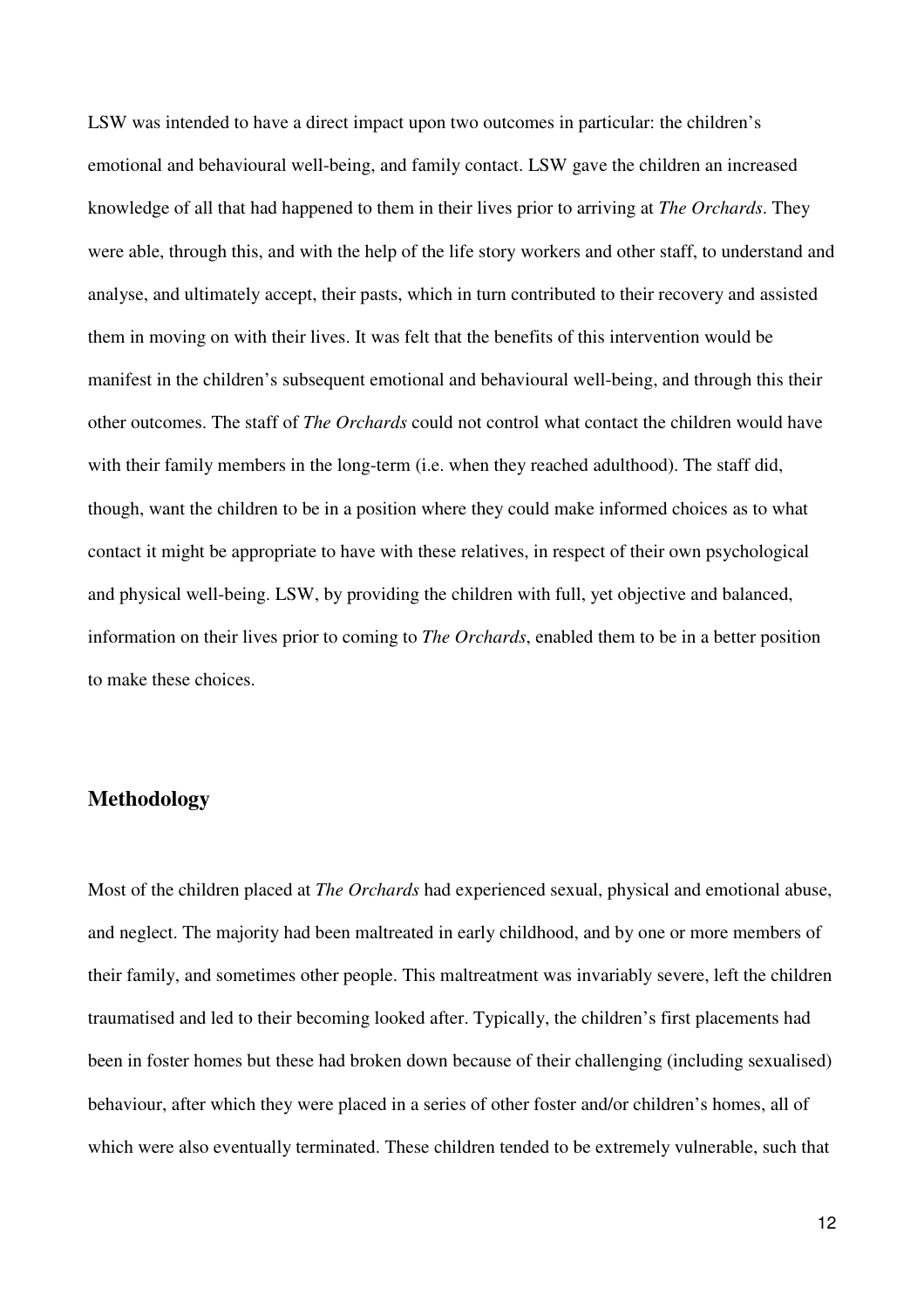LSW was intended to have a direct impact upon two outcomes in particular: the children's emotional and behavioural well-being, and family contact. LSW gave the children an increased knowledge of all that had happened to them in their lives prior to arriving at *The Orchards*. They were able, through this, and with the help of the life story workers and other staff, to understand and analyse, and ultimately accept, their pasts, which in turn contributed to their recovery and assisted them in moving on with their lives. It was felt that the benefits of this intervention would be manifest in the children's subsequent emotional and behavioural well-being, and through this their other outcomes. The staff of *The Orchards* could not control what contact the children would have with their family members in the long-term (i.e. when they reached adulthood). The staff did, though, want the children to be in a position where they could make informed choices as to what contact it might be appropriate to have with these relatives, in respect of their own psychological and physical well-being. LSW, by providing the children with full, yet objective and balanced, information on their lives prior to coming to *The Orchards*, enabled them to be in a better position to make these choices.

## Methodology

Most of the children placed at *The Orchards* had experienced sexual, physical and emotional abuse, and neglect. The majority had been maltreated in early childhood, and by one or more members of their family, and sometimes other people. This maltreatment was invariably severe, left the children traumatised and led to their becoming looked after. Typically, the children's first placements had been in foster homes but these had broken down because of their challenging (including sexualised) behaviour, after which they were placed in a series of other foster and/or children's homes, all of which were also eventually terminated. These children tended to be extremely vulnerable, such that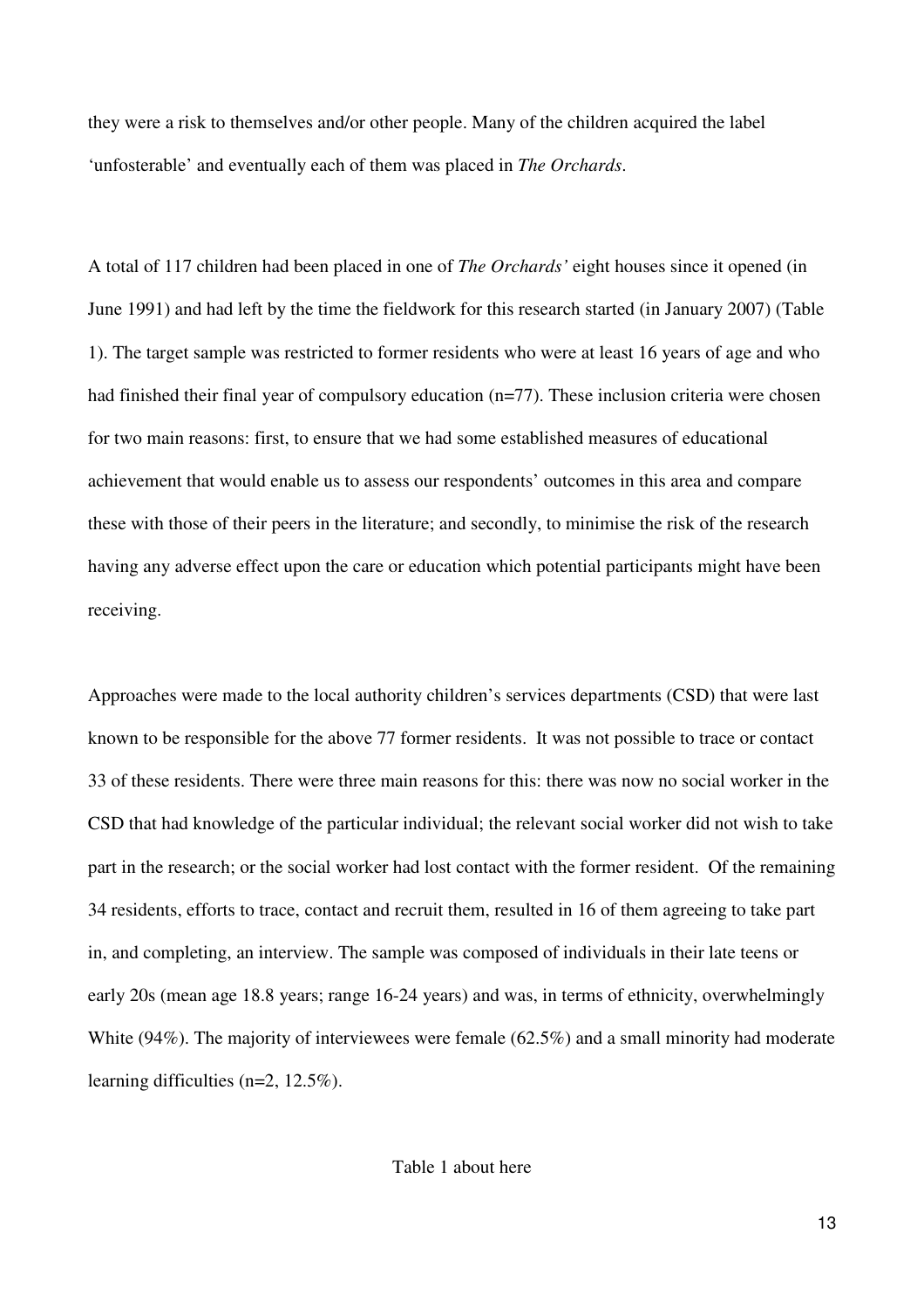they were a risk to themselves and/or other people. Many of the children acquired the label 'unfosterable' and eventually each of them was placed in *The Orchards*.

A total of 117 children had been placed in one of *The Orchards'* eight houses since it opened (in June 1991) and had left by the time the fieldwork for this research started (in January 2007) (Table 1). The target sample was restricted to former residents who were at least 16 years of age and who had finished their final year of compulsory education (n=77). These inclusion criteria were chosen for two main reasons: first, to ensure that we had some established measures of educational achievement that would enable us to assess our respondents' outcomes in this area and compare these with those of their peers in the literature; and secondly, to minimise the risk of the research having any adverse effect upon the care or education which potential participants might have been receiving.

Approaches were made to the local authority children's services departments (CSD) that were last known to be responsible for the above 77 former residents. It was not possible to trace or contact 33 of these residents. There were three main reasons for this: there was now no social worker in the CSD that had knowledge of the particular individual; the relevant social worker did not wish to take part in the research; or the social worker had lost contact with the former resident. Of the remaining 34 residents, efforts to trace, contact and recruit them, resulted in 16 of them agreeing to take part in, and completing, an interview. The sample was composed of individuals in their late teens or early 20s (mean age 18.8 years; range 16-24 years) and was, in terms of ethnicity, overwhelmingly White (94%). The majority of interviewees were female (62.5%) and a small minority had moderate learning difficulties (n=2, 12.5%).

Table 1 about here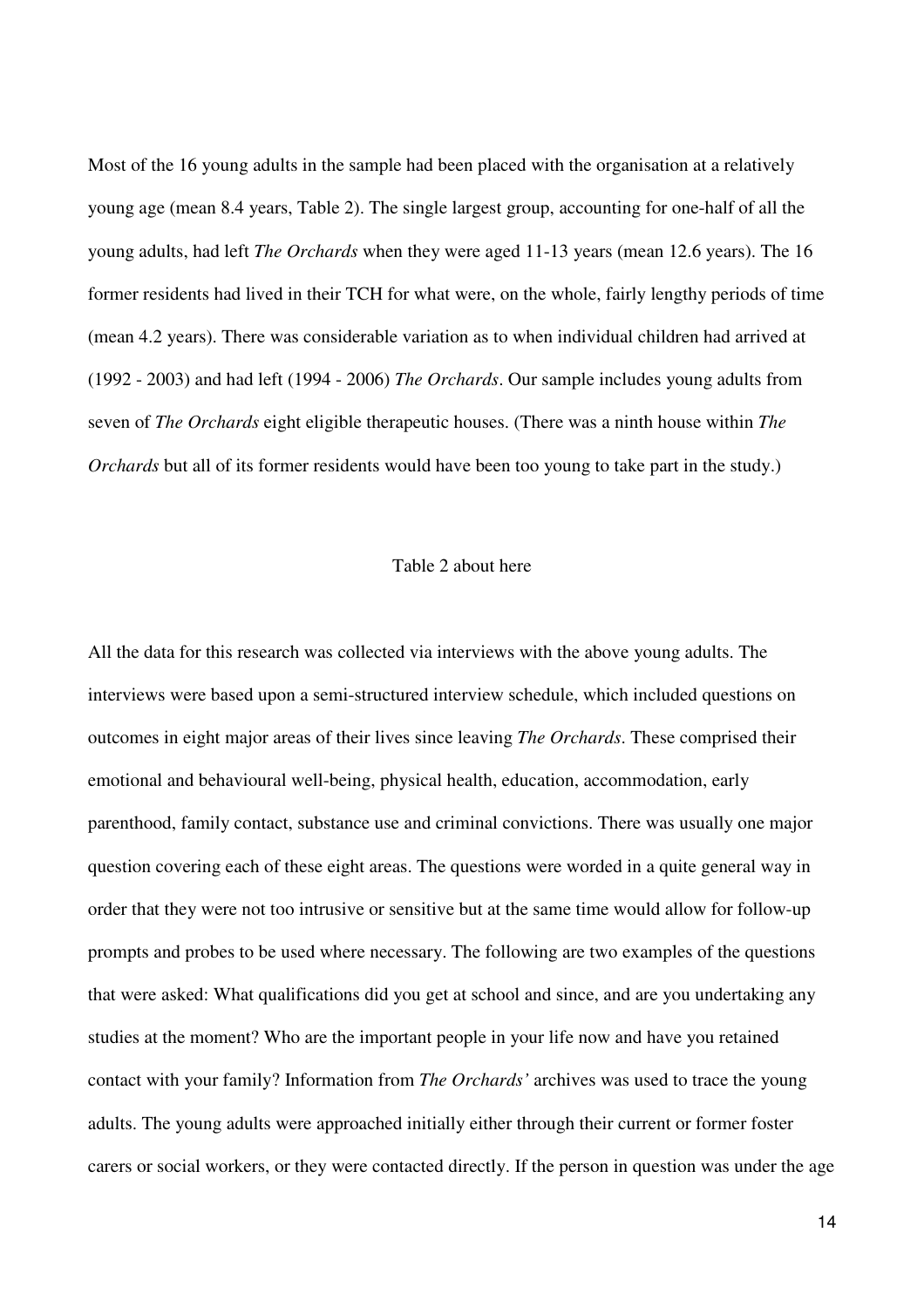Most of the 16 young adults in the sample had been placed with the organisation at a relatively young age (mean 8.4 years, Table 2). The single largest group, accounting for one-half of all the young adults, had left *The Orchards* when they were aged 11-13 years (mean 12.6 years). The 16 former residents had lived in their TCH for what were, on the whole, fairly lengthy periods of time (mean 4.2 years). There was considerable variation as to when individual children had arrived at (1992 - 2003) and had left (1994 - 2006) *The Orchards*. Our sample includes young adults from seven of *The Orchards* eight eligible therapeutic houses. (There was a ninth house within *The Orchards* but all of its former residents would have been too young to take part in the study.)

Table 2 about here

All the data for this research was collected via interviews with the above young adults. The interviews were based upon a semi-structured interview schedule, which included questions on outcomes in eight major areas of their lives since leaving *The Orchards*. These comprised their emotional and behavioural well-being, physical health, education, accommodation, early parenthood, family contact, substance use and criminal convictions. There was usually one major question covering each of these eight areas. The questions were worded in a quite general way in order that they were not too intrusive or sensitive but at the same time would allow for follow-up prompts and probes to be used where necessary. The following are two examples of the questions that were asked: What qualifications did you get at school and since, and are you undertaking any studies at the moment? Who are the important people in your life now and have you retained contact with your family? Information from *The Orchards'* archives was used to trace the young adults. The young adults were approached initially either through their current or former foster carers or social workers, or they were contacted directly. If the person in question was under the age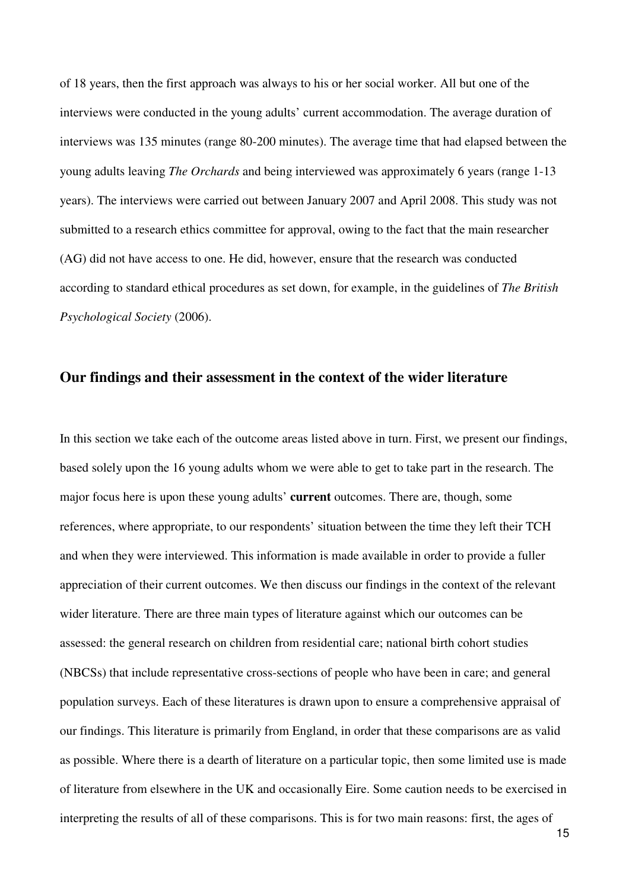of 18 years, then the first approach was always to his or her social worker. All but one of the interviews were conducted in the young adults' current accommodation. The average duration of interviews was 135 minutes (range 80-200 minutes). The average time that had elapsed between the young adults leaving *The Orchards* and being interviewed was approximately 6 years (range 1-13 years). The interviews were carried out between January 2007 and April 2008. This study was not submitted to a research ethics committee for approval, owing to the fact that the main researcher (AG) did not have access to one. He did, however, ensure that the research was conducted according to standard ethical procedures as set down, for example, in the guidelines of *The British Psychological Society* (2006).

## Our findings and their assessment in the context of the wider literature

In this section we take each of the outcome areas listed above in turn. First, we present our findings, based solely upon the 16 young adults whom we were able to get to take part in the research. The major focus here is upon these young adults' **current** outcomes. There are, though, some references, where appropriate, to our respondents' situation between the time they left their TCH and when they were interviewed. This information is made available in order to provide a fuller appreciation of their current outcomes. We then discuss our findings in the context of the relevant wider literature. There are three main types of literature against which our outcomes can be assessed: the general research on children from residential care; national birth cohort studies (NBCSs) that include representative cross-sections of people who have been in care; and general population surveys. Each of these literatures is drawn upon to ensure a comprehensive appraisal of our findings. This literature is primarily from England, in order that these comparisons are as valid as possible. Where there is a dearth of literature on a particular topic, then some limited use is made of literature from elsewhere in the UK and occasionally Eire. Some caution needs to be exercised in interpreting the results of all of these comparisons. This is for two main reasons: first, the ages of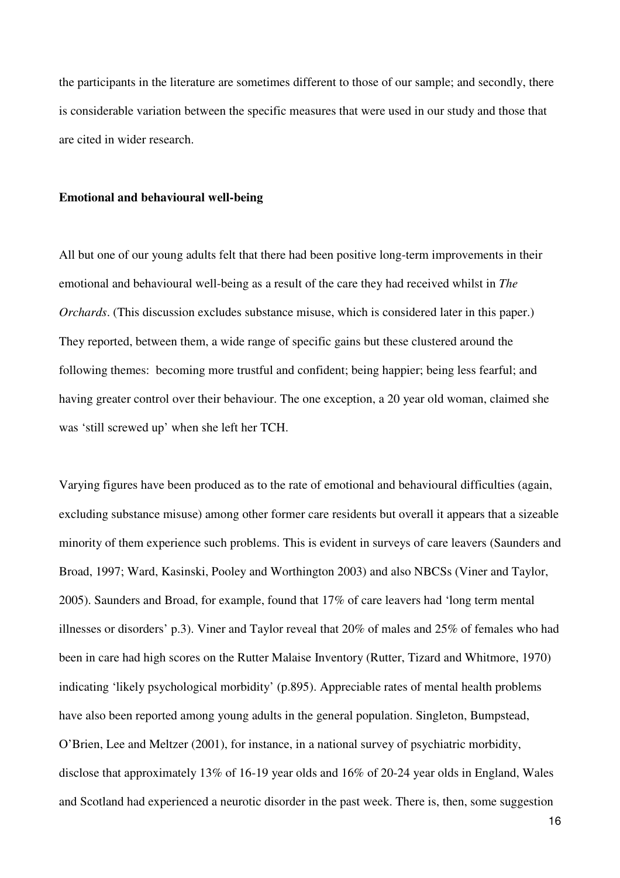the participants in the literature are sometimes different to those of our sample; and secondly, there is considerable variation between the specific measures that were used in our study and those that are cited in wider research.

**Emotional and behavioural well-being**

All but one of our young adults felt that there had been positive long-term improvements in their emotional and behavioural well-being as a result of the care they had received whilst in *The Orchards*. (This discussion excludes substance misuse, which is considered later in this paper.) They reported, between them, a wide range of specific gains but these clustered around the following themes: becoming more trustful and confident; being happier; being less fearful; and having greater control over their behaviour. The one exception, a 20 year old woman, claimed she was 'still screwed up' when she left her TCH.

Varying figures have been produced as to the rate of emotional and behavioural difficulties (again, excluding substance misuse) among other former care residents but overall it appears that a sizeable minority of them experience such problems. This is evident in surveys of care leavers (Saunders and Broad, 1997; Ward, Kasinski, Pooley and Worthington 2003) and also NBCSs (Viner and Taylor, 2005). Saunders and Broad, for example, found that 17% of care leavers had 'long term mental illnesses or disorders' p.3). Viner and Taylor reveal that 20% of males and 25% of females who had been in care had high scores on the Rutter Malaise Inventory (Rutter, Tizard and Whitmore, 1970) indicating 'likely psychological morbidity' (p.895). Appreciable rates of mental health problems have also been reported among young adults in the general population. Singleton, Bumpstead, O'Brien, Lee and Meltzer (2001), for instance, in a national survey of psychiatric morbidity, disclose that approximately 13% of 16-19 year olds and 16% of 20-24 year olds in England, Wales and Scotland had experienced a neurotic disorder in the past week. There is, then, some suggestion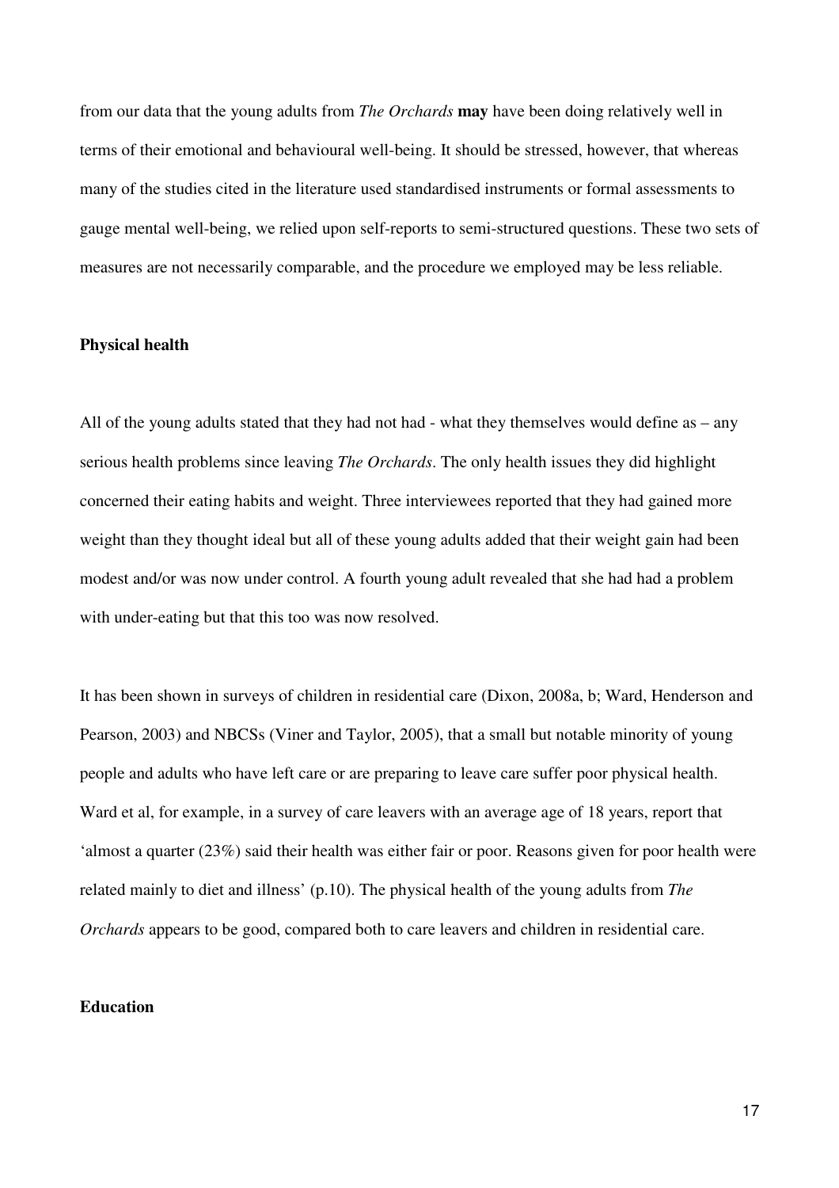from our data that the young adults from *The Orchards* **may** have been doing relatively well in terms of their emotional and behavioural well-being. It should be stressed, however, that whereas many of the studies cited in the literature used standardised instruments or formal assessments to gauge mental well-being, we relied upon self-reports to semi-structured questions. These two sets of measures are not necessarily comparable, and the procedure we employed may be less reliable.

**Physical health**

All of the young adults stated that they had not had - what they themselves would define as – any serious health problems since leaving *The Orchards*. The only health issues they did highlight concerned their eating habits and weight. Three interviewees reported that they had gained more weight than they thought ideal but all of these young adults added that their weight gain had been modest and/or was now under control. A fourth young adult revealed that she had had a problem with under-eating but that this too was now resolved.

It has been shown in surveys of children in residential care (Dixon, 2008a, b; Ward, Henderson and Pearson, 2003) and NBCSs (Viner and Taylor, 2005), that a small but notable minority of young people and adults who have left care or are preparing to leave care suffer poor physical health. Ward et al, for example, in a survey of care leavers with an average age of 18 years, report that 'almost a quarter (23%) said their health was either fair or poor. Reasons given for poor health were related mainly to diet and illness' (p.10). The physical health of the young adults from *The Orchards* appears to be good, compared both to care leavers and children in residential care.

**Education**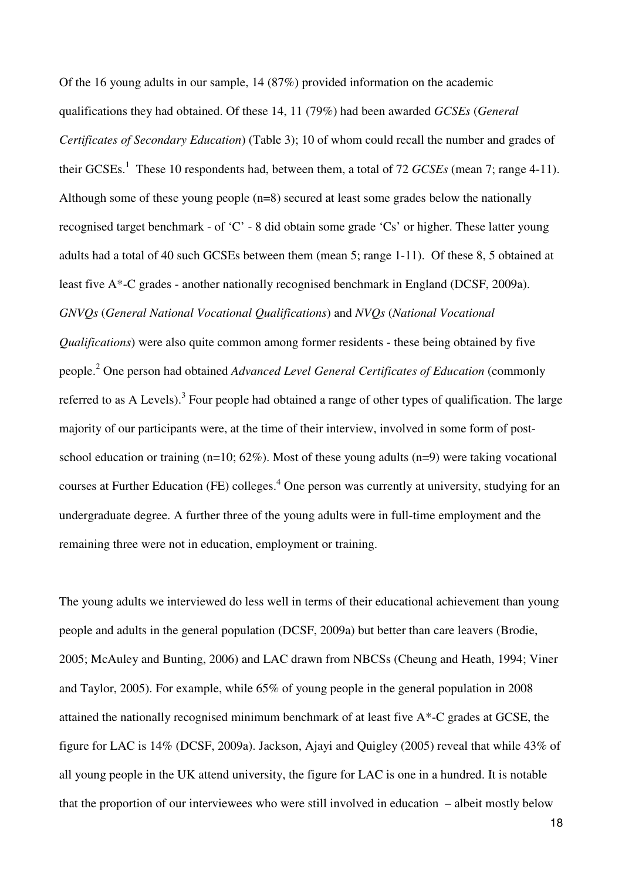Of the 16 young adults in our sample, 14 (87%) provided information on the academic qualifications they had obtained. Of these 14, 11 (79%) had been awarded *GCSEs* (*General Certificates of Secondary Education*) (Table 3); 10 of whom could recall the number and grades of their GCSEs.[1] These 10 respondents had, between them, a total of 72 *GCSEs* (mean 7; range 4-11). Although some of these young people (n=8) secured at least some grades below the nationally recognised target benchmark - of 'C' - 8 did obtain some grade 'Cs' or higher. These latter young adults had a total of 40 such GCSEs between them (mean 5; range 1-11). Of these 8, 5 obtained at least five A*-C grades - another nationally recognised benchmark in England (DCSF, 2009a). *GNVQs* (*General National Vocational Qualifications*) and *NVQs* (*National Vocational Qualifications*) were also quite common among former residents - these being obtained by five people.[2] One person had obtained *Advanced Level General Certificates of Education* (commonly referred to as A Levels).[3] Four people had obtained a range of other types of qualification. The large majority of our participants were, at the time of their interview, involved in some form of post-school education or training (n=10; 62%). Most of these young adults (n=9) were taking vocational courses at Further Education (FE) colleges.[4] One person was currently at university, studying for an undergraduate degree. A further three of the young adults were in full-time employment and the remaining three were not in education, employment or training.

The young adults we interviewed do less well in terms of their educational achievement than young people and adults in the general population (DCSF, 2009a) but better than care leavers (Brodie, 2005; McAuley and Bunting, 2006) and LAC drawn from NBCSs (Cheung and Heath, 1994; Viner and Taylor, 2005). For example, while 65% of young people in the general population in 2008 attained the nationally recognised minimum benchmark of at least five A*-C grades at GCSE, the figure for LAC is 14% (DCSF, 2009a). Jackson, Ajayi and Quigley (2005) reveal that while 43% of all young people in the UK attend university, the figure for LAC is one in a hundred. It is notable that the proportion of our interviewees who were still involved in education – albeit mostly below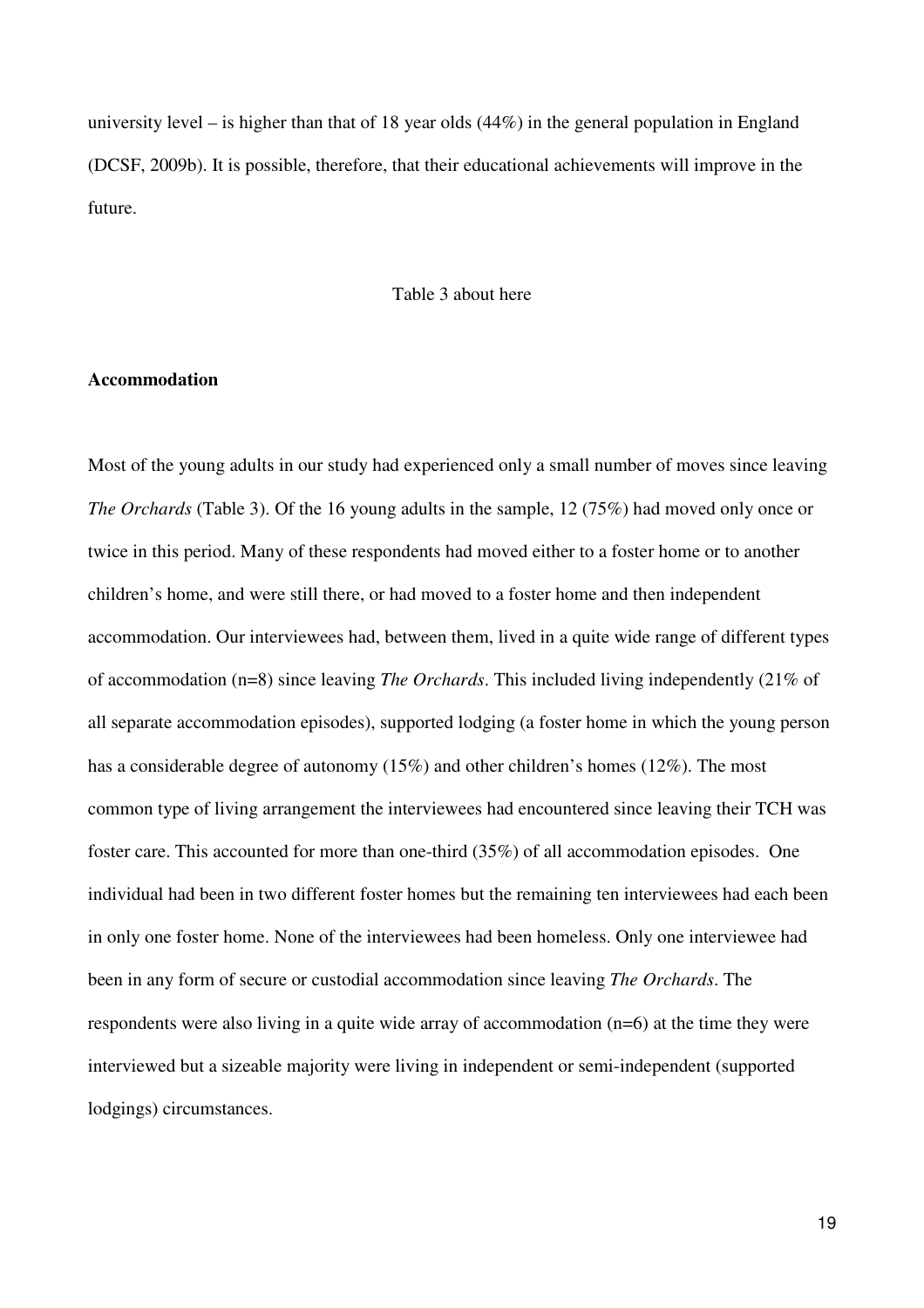university level – is higher than that of 18 year olds (44%) in the general population in England (DCSF, 2009b). It is possible, therefore, that their educational achievements will improve in the future.

Table 3 about here

**Accommodation**

Most of the young adults in our study had experienced only a small number of moves since leaving *The Orchards* (Table 3). Of the 16 young adults in the sample, 12 (75%) had moved only once or twice in this period. Many of these respondents had moved either to a foster home or to another children's home, and were still there, or had moved to a foster home and then independent accommodation. Our interviewees had, between them, lived in a quite wide range of different types of accommodation (n=8) since leaving *The Orchards*. This included living independently (21% of all separate accommodation episodes), supported lodging (a foster home in which the young person has a considerable degree of autonomy (15%) and other children's homes (12%). The most common type of living arrangement the interviewees had encountered since leaving their TCH was foster care. This accounted for more than one-third (35%) of all accommodation episodes. One individual had been in two different foster homes but the remaining ten interviewees had each been in only one foster home. None of the interviewees had been homeless. Only one interviewee had been in any form of secure or custodial accommodation since leaving *The Orchards*. The respondents were also living in a quite wide array of accommodation (n=6) at the time they were interviewed but a sizeable majority were living in independent or semi-independent (supported lodgings) circumstances.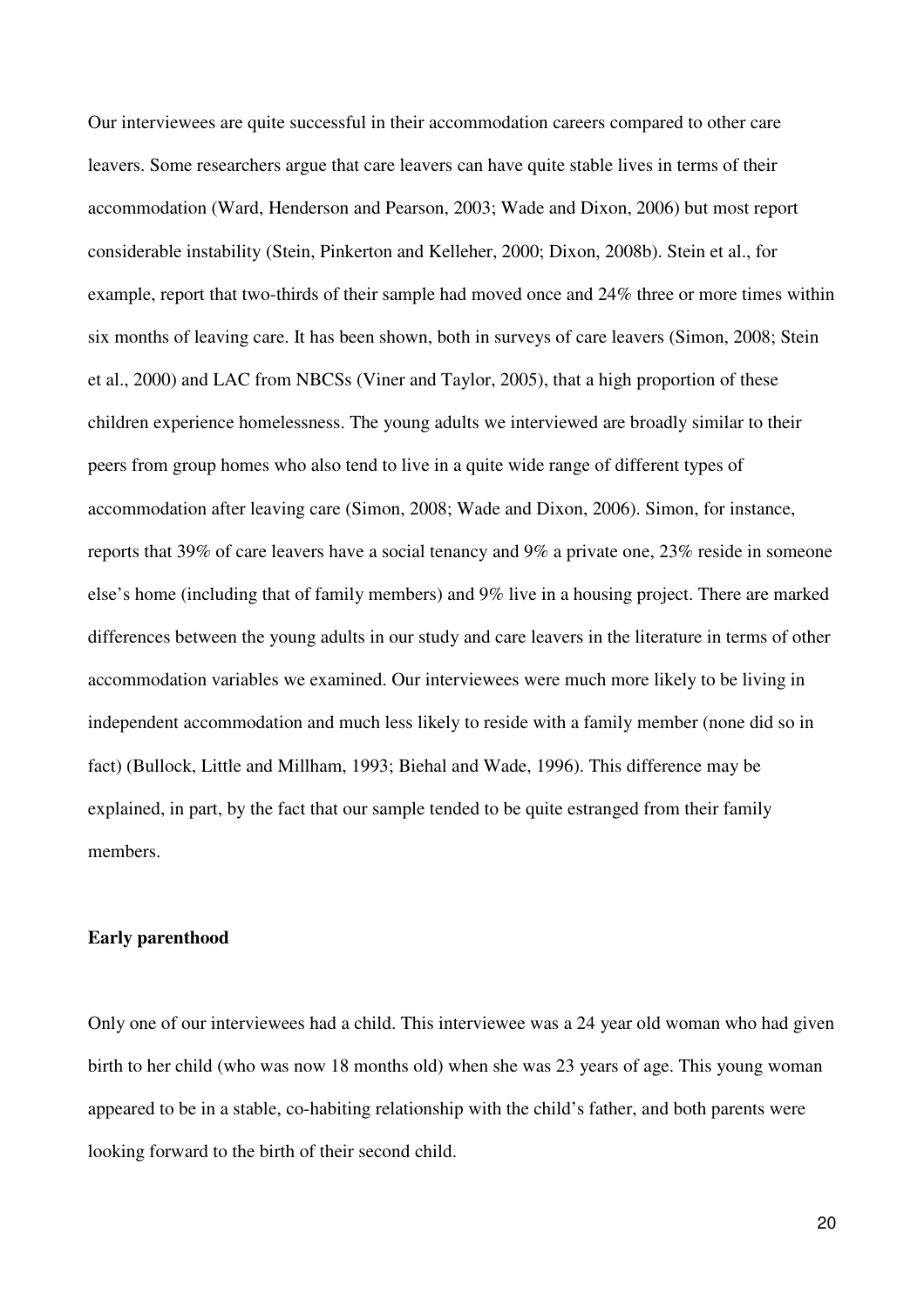Our interviewees are quite successful in their accommodation careers compared to other care leavers. Some researchers argue that care leavers can have quite stable lives in terms of their accommodation (Ward, Henderson and Pearson, 2003; Wade and Dixon, 2006) but most report considerable instability (Stein, Pinkerton and Kelleher, 2000; Dixon, 2008b). Stein et al., for example, report that two-thirds of their sample had moved once and 24% three or more times within six months of leaving care. It has been shown, both in surveys of care leavers (Simon, 2008; Stein et al., 2000) and LAC from NBCSs (Viner and Taylor, 2005), that a high proportion of these children experience homelessness. The young adults we interviewed are broadly similar to their peers from group homes who also tend to live in a quite wide range of different types of accommodation after leaving care (Simon, 2008; Wade and Dixon, 2006). Simon, for instance, reports that 39% of care leavers have a social tenancy and 9% a private one, 23% reside in someone else's home (including that of family members) and 9% live in a housing project. There are marked differences between the young adults in our study and care leavers in the literature in terms of other accommodation variables we examined. Our interviewees were much more likely to be living in independent accommodation and much less likely to reside with a family member (none did so in fact) (Bullock, Little and Millham, 1993; Biehal and Wade, 1996). This difference may be explained, in part, by the fact that our sample tended to be quite estranged from their family members.

**Early parenthood**

Only one of our interviewees had a child. This interviewee was a 24 year old woman who had given birth to her child (who was now 18 months old) when she was 23 years of age. This young woman appeared to be in a stable, co-habiting relationship with the child's father, and both parents were looking forward to the birth of their second child.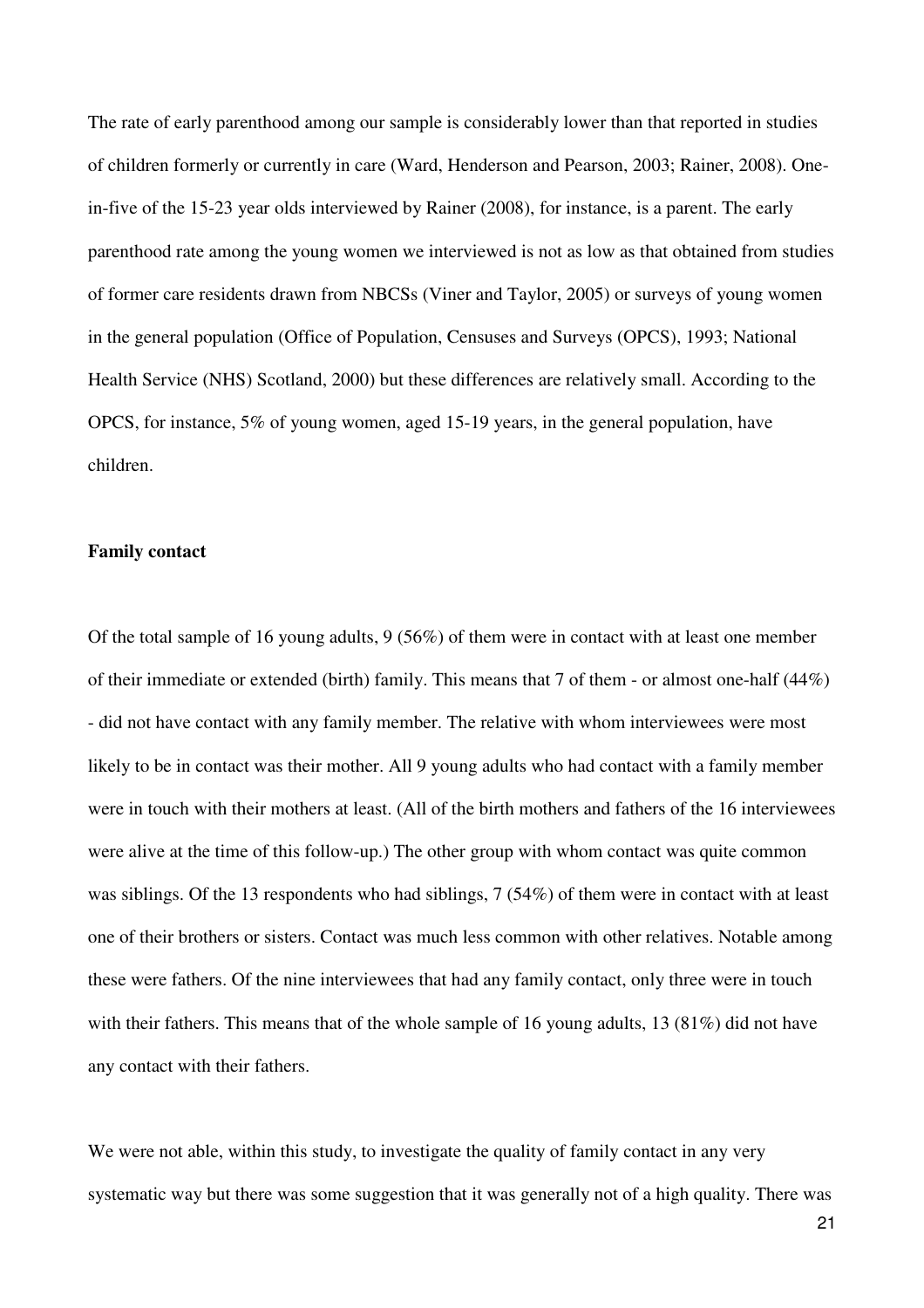The rate of early parenthood among our sample is considerably lower than that reported in studies of children formerly or currently in care (Ward, Henderson and Pearson, 2003; Rainer, 2008). One-in-five of the 15-23 year olds interviewed by Rainer (2008), for instance, is a parent. The early parenthood rate among the young women we interviewed is not as low as that obtained from studies of former care residents drawn from NBCSs (Viner and Taylor, 2005) or surveys of young women in the general population (Office of Population, Censuses and Surveys (OPCS), 1993; National Health Service (NHS) Scotland, 2000) but these differences are relatively small. According to the OPCS, for instance, 5% of young women, aged 15-19 years, in the general population, have children.

**Family contact**

Of the total sample of 16 young adults, 9 (56%) of them were in contact with at least one member of their immediate or extended (birth) family. This means that 7 of them - or almost one-half (44%) - did not have contact with any family member. The relative with whom interviewees were most likely to be in contact was their mother. All 9 young adults who had contact with a family member were in touch with their mothers at least. (All of the birth mothers and fathers of the 16 interviewees were alive at the time of this follow-up.) The other group with whom contact was quite common was siblings. Of the 13 respondents who had siblings, 7 (54%) of them were in contact with at least one of their brothers or sisters. Contact was much less common with other relatives. Notable among these were fathers. Of the nine interviewees that had any family contact, only three were in touch with their fathers. This means that of the whole sample of 16 young adults, 13 (81%) did not have any contact with their fathers.

We were not able, within this study, to investigate the quality of family contact in any very systematic way but there was some suggestion that it was generally not of a high quality. There was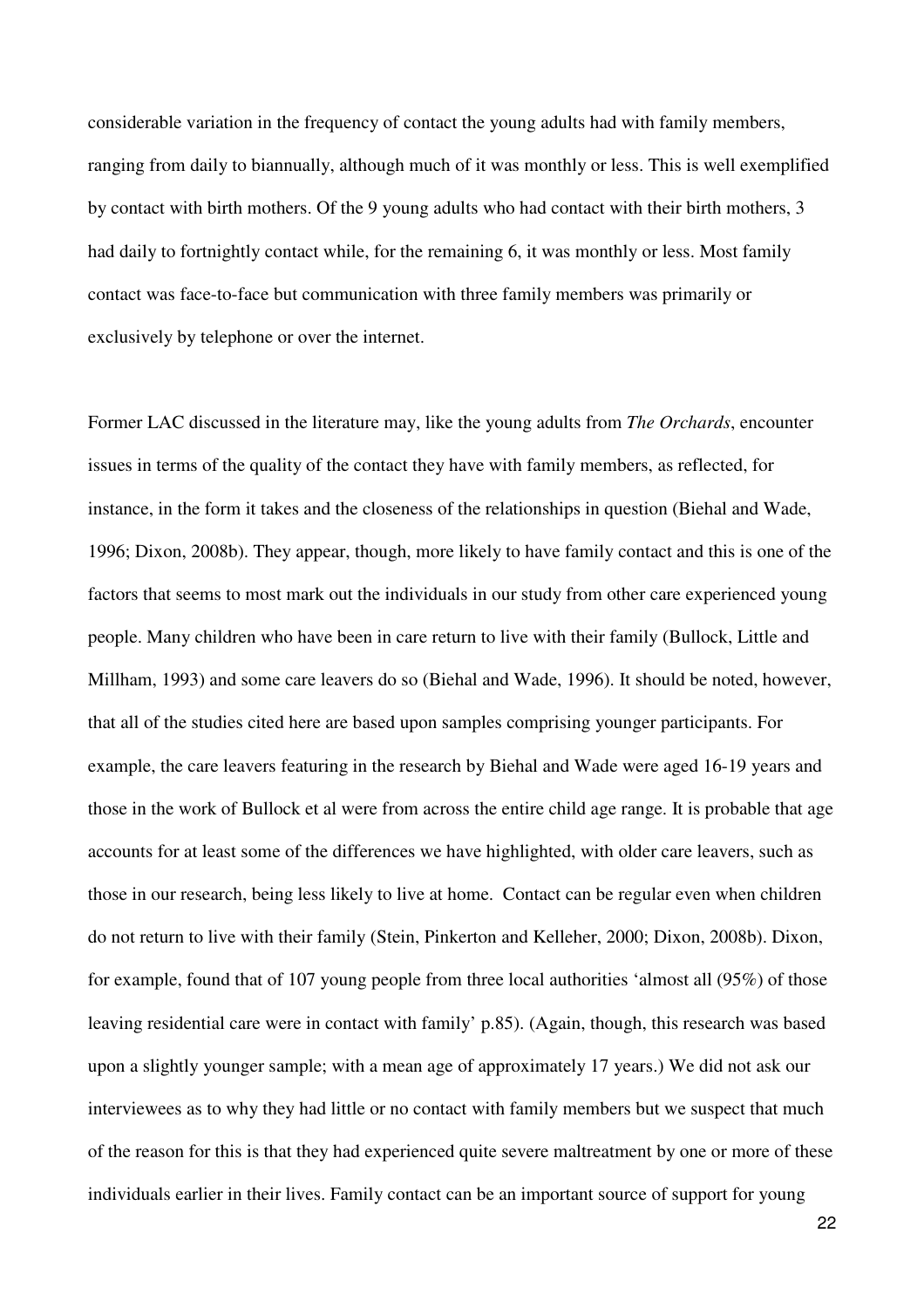considerable variation in the frequency of contact the young adults had with family members, ranging from daily to biannually, although much of it was monthly or less. This is well exemplified by contact with birth mothers. Of the 9 young adults who had contact with their birth mothers, 3 had daily to fortnightly contact while, for the remaining 6, it was monthly or less. Most family contact was face-to-face but communication with three family members was primarily or exclusively by telephone or over the internet.

Former LAC discussed in the literature may, like the young adults from *The Orchards*, encounter issues in terms of the quality of the contact they have with family members, as reflected, for instance, in the form it takes and the closeness of the relationships in question (Biehal and Wade, 1996; Dixon, 2008b). They appear, though, more likely to have family contact and this is one of the factors that seems to most mark out the individuals in our study from other care experienced young people. Many children who have been in care return to live with their family (Bullock, Little and Millham, 1993) and some care leavers do so (Biehal and Wade, 1996). It should be noted, however, that all of the studies cited here are based upon samples comprising younger participants. For example, the care leavers featuring in the research by Biehal and Wade were aged 16-19 years and those in the work of Bullock et al were from across the entire child age range. It is probable that age accounts for at least some of the differences we have highlighted, with older care leavers, such as those in our research, being less likely to live at home. Contact can be regular even when children do not return to live with their family (Stein, Pinkerton and Kelleher, 2000; Dixon, 2008b). Dixon, for example, found that of 107 young people from three local authorities 'almost all (95%) of those leaving residential care were in contact with family' p.85). (Again, though, this research was based upon a slightly younger sample; with a mean age of approximately 17 years.) We did not ask our interviewees as to why they had little or no contact with family members but we suspect that much of the reason for this is that they had experienced quite severe maltreatment by one or more of these individuals earlier in their lives. Family contact can be an important source of support for young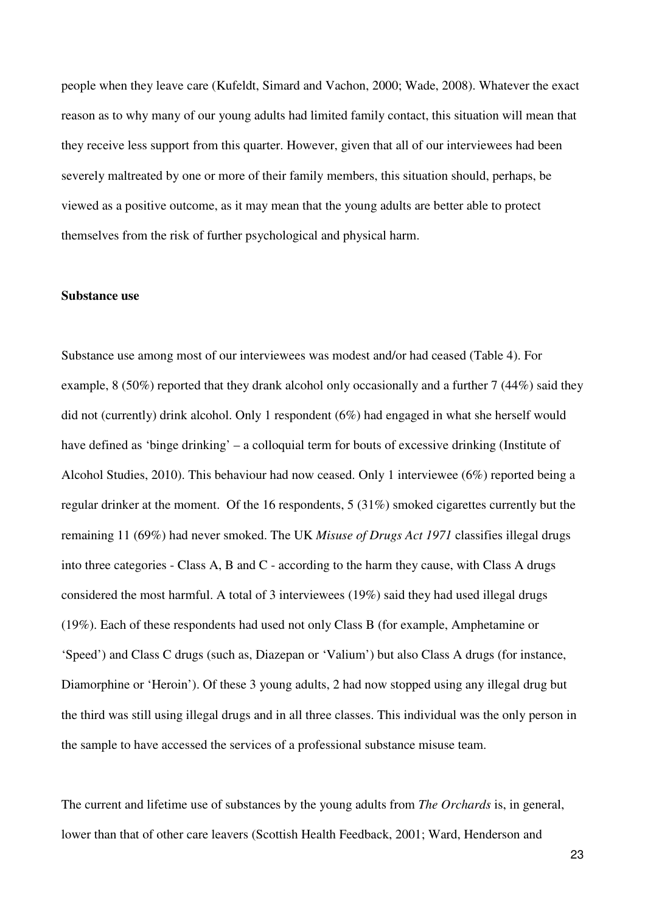people when they leave care (Kufeldt, Simard and Vachon, 2000; Wade, 2008). Whatever the exact reason as to why many of our young adults had limited family contact, this situation will mean that they receive less support from this quarter. However, given that all of our interviewees had been severely maltreated by one or more of their family members, this situation should, perhaps, be viewed as a positive outcome, as it may mean that the young adults are better able to protect themselves from the risk of further psychological and physical harm.

**Substance use**

Substance use among most of our interviewees was modest and/or had ceased (Table 4). For example, 8 (50%) reported that they drank alcohol only occasionally and a further 7 (44%) said they did not (currently) drink alcohol. Only 1 respondent (6%) had engaged in what she herself would have defined as 'binge drinking' – a colloquial term for bouts of excessive drinking (Institute of Alcohol Studies, 2010). This behaviour had now ceased. Only 1 interviewee (6%) reported being a regular drinker at the moment. Of the 16 respondents, 5 (31%) smoked cigarettes currently but the remaining 11 (69%) had never smoked. The UK *Misuse of Drugs Act 1971* classifies illegal drugs into three categories - Class A, B and C - according to the harm they cause, with Class A drugs considered the most harmful. A total of 3 interviewees (19%) said they had used illegal drugs (19%). Each of these respondents had used not only Class B (for example, Amphetamine or 'Speed') and Class C drugs (such as, Diazepan or 'Valium') but also Class A drugs (for instance, Diamorphine or 'Heroin'). Of these 3 young adults, 2 had now stopped using any illegal drug but the third was still using illegal drugs and in all three classes. This individual was the only person in the sample to have accessed the services of a professional substance misuse team.

The current and lifetime use of substances by the young adults from *The Orchards* is, in general, lower than that of other care leavers (Scottish Health Feedback, 2001; Ward, Henderson and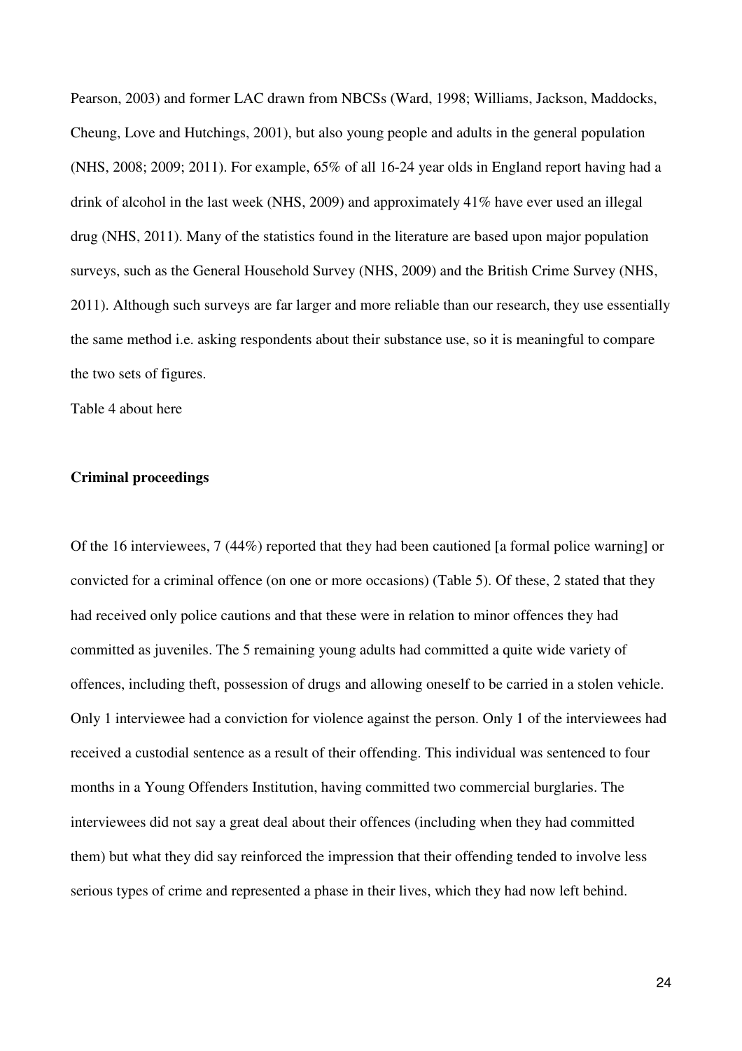Pearson, 2003) and former LAC drawn from NBCSs (Ward, 1998; Williams, Jackson, Maddocks, Cheung, Love and Hutchings, 2001), but also young people and adults in the general population (NHS, 2008; 2009; 2011). For example, 65% of all 16-24 year olds in England report having had a drink of alcohol in the last week (NHS, 2009) and approximately 41% have ever used an illegal drug (NHS, 2011). Many of the statistics found in the literature are based upon major population surveys, such as the General Household Survey (NHS, 2009) and the British Crime Survey (NHS, 2011). Although such surveys are far larger and more reliable than our research, they use essentially the same method i.e. asking respondents about their substance use, so it is meaningful to compare the two sets of figures.

Table 4 about here

**Criminal proceedings**

Of the 16 interviewees, 7 (44%) reported that they had been cautioned [a formal police warning] or convicted for a criminal offence (on one or more occasions) (Table 5). Of these, 2 stated that they had received only police cautions and that these were in relation to minor offences they had committed as juveniles. The 5 remaining young adults had committed a quite wide variety of offences, including theft, possession of drugs and allowing oneself to be carried in a stolen vehicle. Only 1 interviewee had a conviction for violence against the person. Only 1 of the interviewees had received a custodial sentence as a result of their offending. This individual was sentenced to four months in a Young Offenders Institution, having committed two commercial burglaries. The interviewees did not say a great deal about their offences (including when they had committed them) but what they did say reinforced the impression that their offending tended to involve less serious types of crime and represented a phase in their lives, which they had now left behind.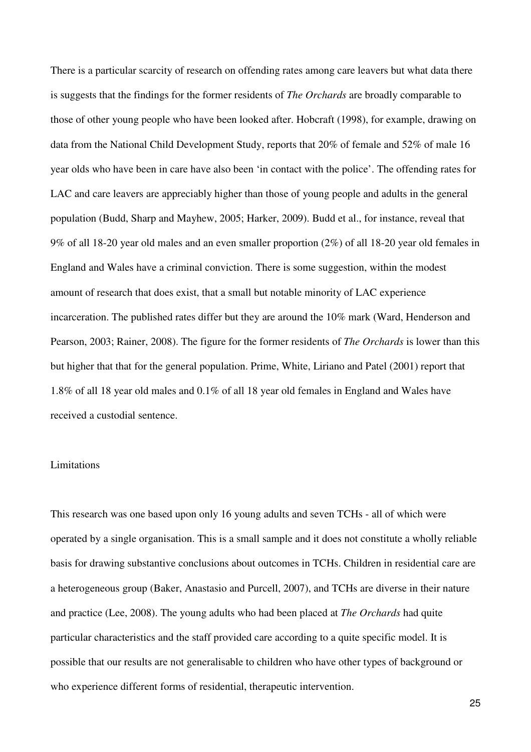There is a particular scarcity of research on offending rates among care leavers but what data there is suggests that the findings for the former residents of *The Orchards* are broadly comparable to those of other young people who have been looked after. Hobcraft (1998), for example, drawing on data from the National Child Development Study, reports that 20% of female and 52% of male 16 year olds who have been in care have also been 'in contact with the police'. The offending rates for LAC and care leavers are appreciably higher than those of young people and adults in the general population (Budd, Sharp and Mayhew, 2005; Harker, 2009). Budd et al., for instance, reveal that 9% of all 18-20 year old males and an even smaller proportion (2%) of all 18-20 year old females in England and Wales have a criminal conviction. There is some suggestion, within the modest amount of research that does exist, that a small but notable minority of LAC experience incarceration. The published rates differ but they are around the 10% mark (Ward, Henderson and Pearson, 2003; Rainer, 2008). The figure for the former residents of *The Orchards* is lower than this but higher that that for the general population. Prime, White, Liriano and Patel (2001) report that 1.8% of all 18 year old males and 0.1% of all 18 year old females in England and Wales have received a custodial sentence.

## Limitations

This research was one based upon only 16 young adults and seven TCHs - all of which were operated by a single organisation. This is a small sample and it does not constitute a wholly reliable basis for drawing substantive conclusions about outcomes in TCHs. Children in residential care are a heterogeneous group (Baker, Anastasio and Purcell, 2007), and TCHs are diverse in their nature and practice (Lee, 2008). The young adults who had been placed at *The Orchards* had quite particular characteristics and the staff provided care according to a quite specific model. It is possible that our results are not generalisable to children who have other types of background or who experience different forms of residential, therapeutic intervention.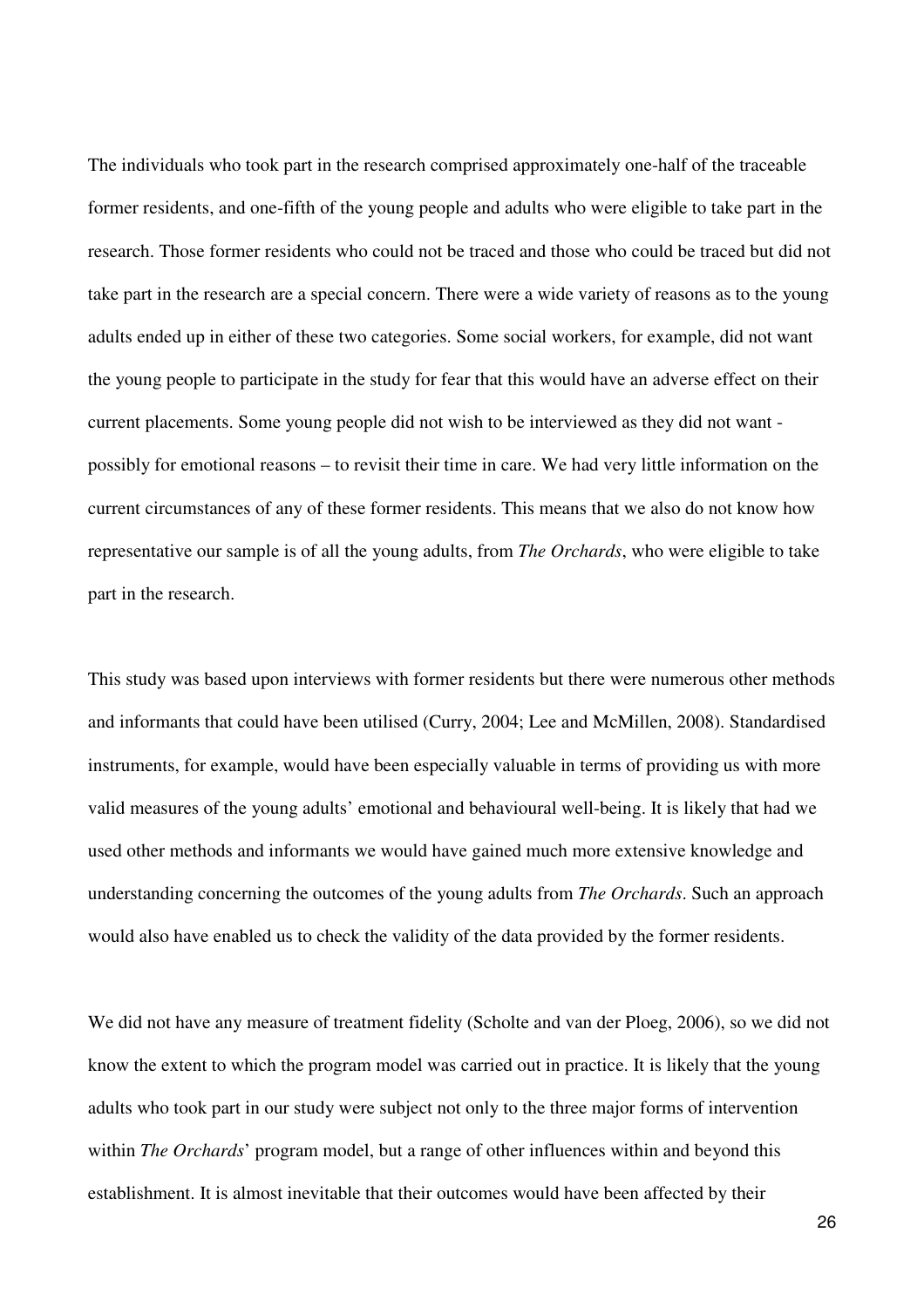The individuals who took part in the research comprised approximately one-half of the traceable former residents, and one-fifth of the young people and adults who were eligible to take part in the research. Those former residents who could not be traced and those who could be traced but did not take part in the research are a special concern. There were a wide variety of reasons as to the young adults ended up in either of these two categories. Some social workers, for example, did not want the young people to participate in the study for fear that this would have an adverse effect on their current placements. Some young people did not wish to be interviewed as they did not want - possibly for emotional reasons – to revisit their time in care. We had very little information on the current circumstances of any of these former residents. This means that we also do not know how representative our sample is of all the young adults, from *The Orchards*, who were eligible to take part in the research.

This study was based upon interviews with former residents but there were numerous other methods and informants that could have been utilised (Curry, 2004; Lee and McMillen, 2008). Standardised instruments, for example, would have been especially valuable in terms of providing us with more valid measures of the young adults' emotional and behavioural well-being. It is likely that had we used other methods and informants we would have gained much more extensive knowledge and understanding concerning the outcomes of the young adults from *The Orchards*. Such an approach would also have enabled us to check the validity of the data provided by the former residents.

We did not have any measure of treatment fidelity (Scholte and van der Ploeg, 2006), so we did not know the extent to which the program model was carried out in practice. It is likely that the young adults who took part in our study were subject not only to the three major forms of intervention within *The Orchards*' program model, but a range of other influences within and beyond this establishment. It is almost inevitable that their outcomes would have been affected by their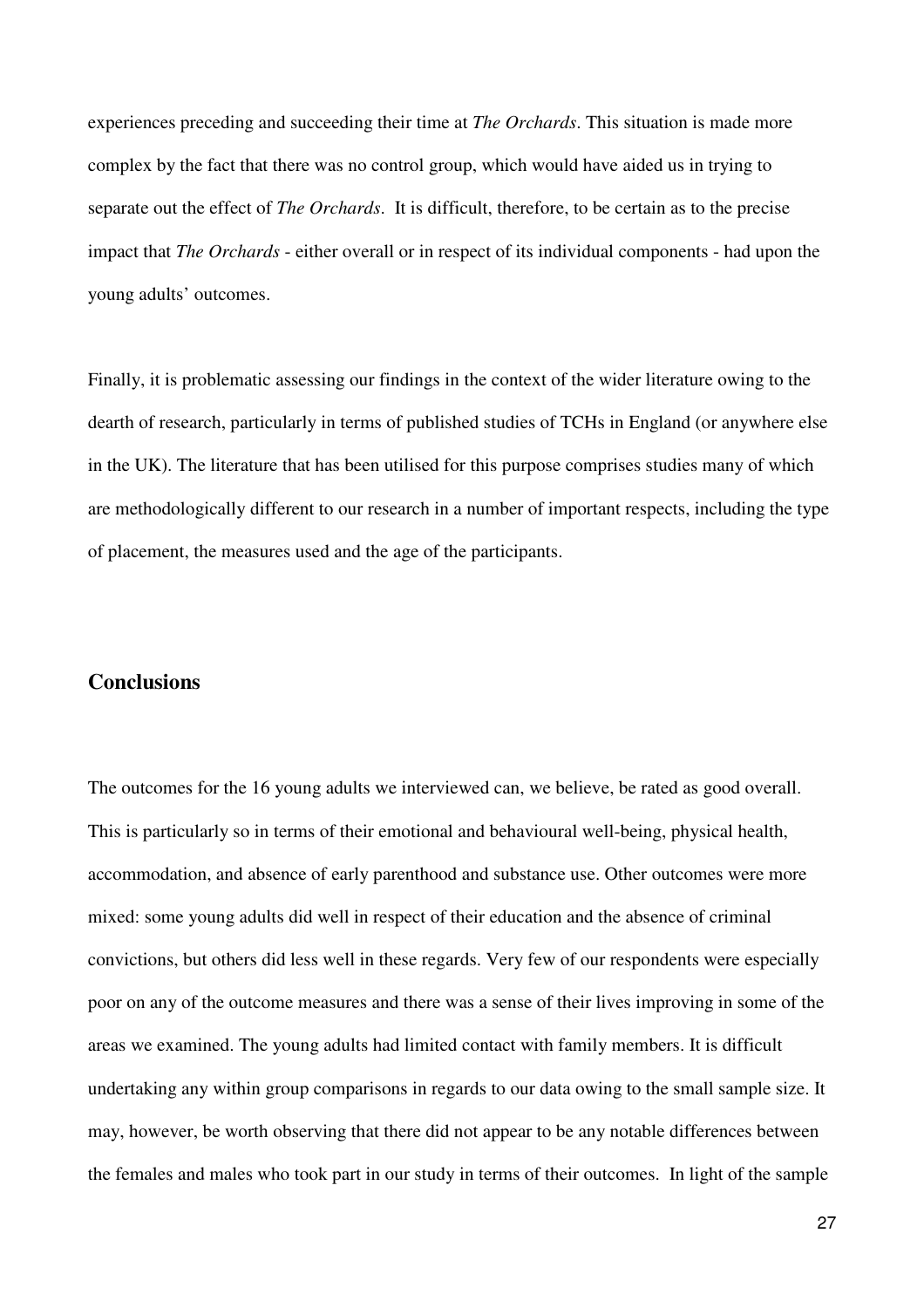experiences preceding and succeeding their time at *The Orchards*. This situation is made more complex by the fact that there was no control group, which would have aided us in trying to separate out the effect of *The Orchards*. It is difficult, therefore, to be certain as to the precise impact that *The Orchards* - either overall or in respect of its individual components - had upon the young adults' outcomes.

Finally, it is problematic assessing our findings in the context of the wider literature owing to the dearth of research, particularly in terms of published studies of TCHs in England (or anywhere else in the UK). The literature that has been utilised for this purpose comprises studies many of which are methodologically different to our research in a number of important respects, including the type of placement, the measures used and the age of the participants.

## Conclusions

The outcomes for the 16 young adults we interviewed can, we believe, be rated as good overall. This is particularly so in terms of their emotional and behavioural well-being, physical health, accommodation, and absence of early parenthood and substance use. Other outcomes were more mixed: some young adults did well in respect of their education and the absence of criminal convictions, but others did less well in these regards. Very few of our respondents were especially poor on any of the outcome measures and there was a sense of their lives improving in some of the areas we examined. The young adults had limited contact with family members. It is difficult undertaking any within group comparisons in regards to our data owing to the small sample size. It may, however, be worth observing that there did not appear to be any notable differences between the females and males who took part in our study in terms of their outcomes. In light of the sample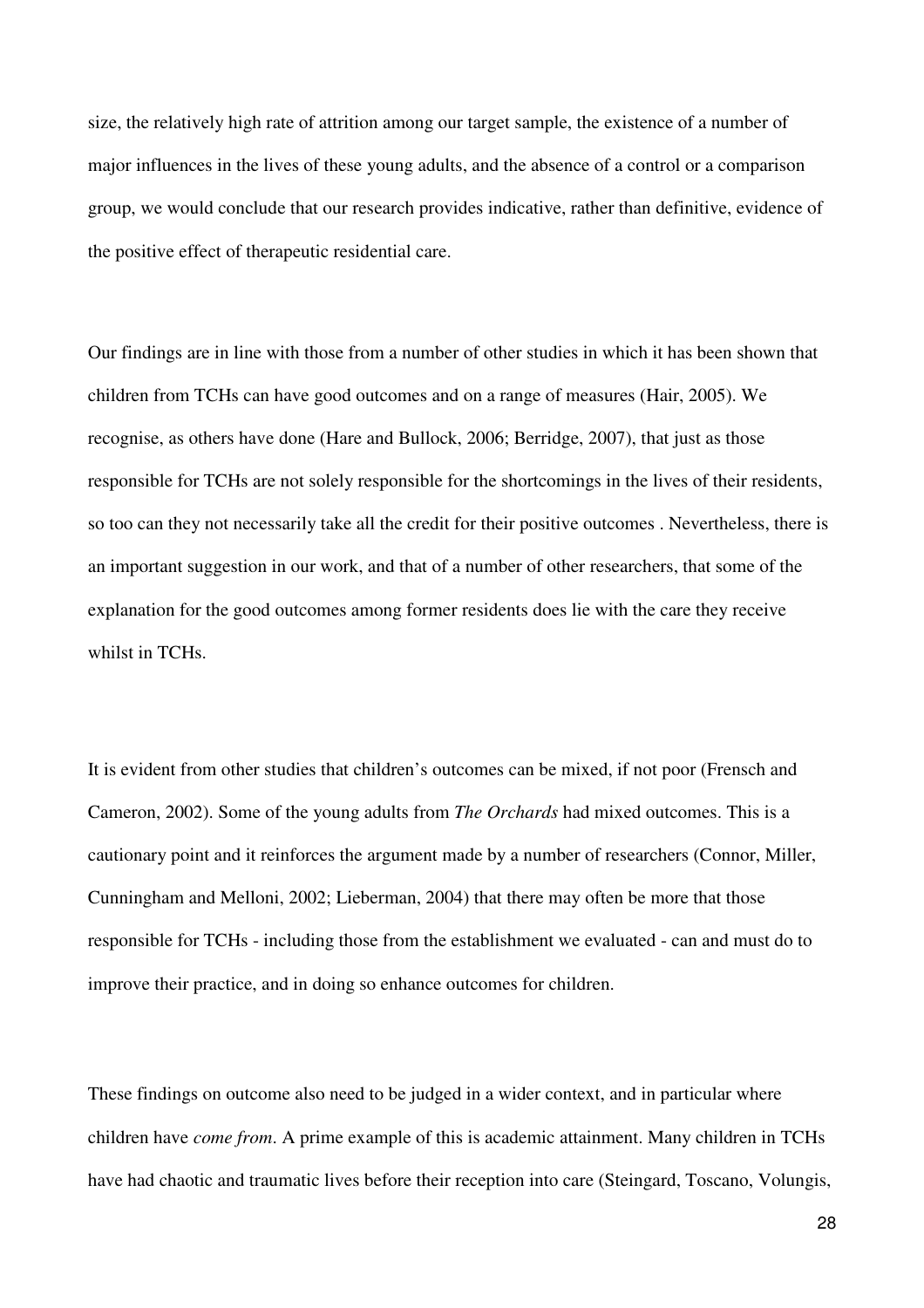size, the relatively high rate of attrition among our target sample, the existence of a number of major influences in the lives of these young adults, and the absence of a control or a comparison group, we would conclude that our research provides indicative, rather than definitive, evidence of the positive effect of therapeutic residential care.

Our findings are in line with those from a number of other studies in which it has been shown that children from TCHs can have good outcomes and on a range of measures (Hair, 2005). We recognise, as others have done (Hare and Bullock, 2006; Berridge, 2007), that just as those responsible for TCHs are not solely responsible for the shortcomings in the lives of their residents, so too can they not necessarily take all the credit for their positive outcomes . Nevertheless, there is an important suggestion in our work, and that of a number of other researchers, that some of the explanation for the good outcomes among former residents does lie with the care they receive whilst in TCHs.

It is evident from other studies that children's outcomes can be mixed, if not poor (Frensch and Cameron, 2002). Some of the young adults from *The Orchards* had mixed outcomes. This is a cautionary point and it reinforces the argument made by a number of researchers (Connor, Miller, Cunningham and Melloni, 2002; Lieberman, 2004) that there may often be more that those responsible for TCHs - including those from the establishment we evaluated - can and must do to improve their practice, and in doing so enhance outcomes for children.

These findings on outcome also need to be judged in a wider context, and in particular where children have *come from*. A prime example of this is academic attainment. Many children in TCHs have had chaotic and traumatic lives before their reception into care (Steingard, Toscano, Volungis,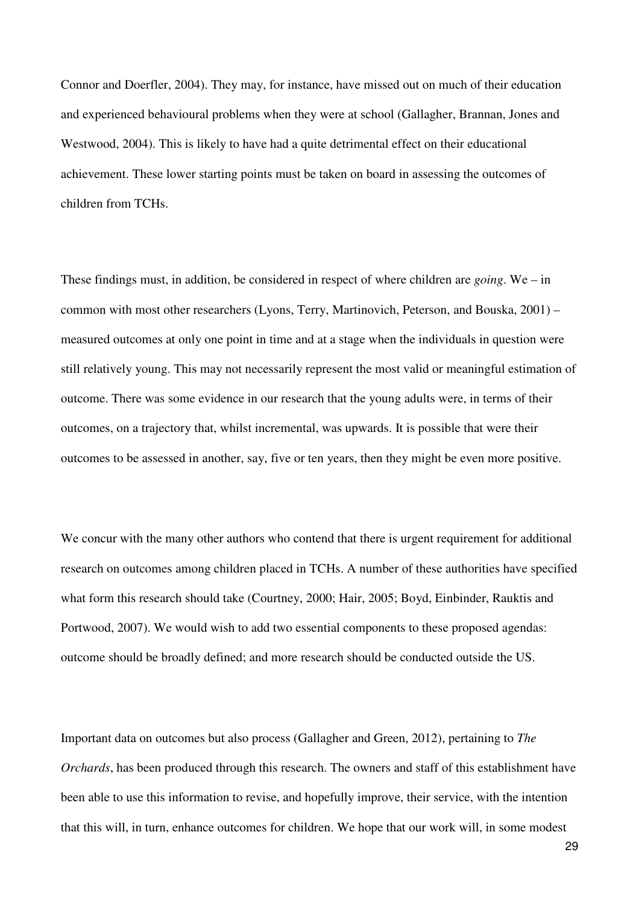Connor and Doerfler, 2004). They may, for instance, have missed out on much of their education and experienced behavioural problems when they were at school (Gallagher, Brannan, Jones and Westwood, 2004). This is likely to have had a quite detrimental effect on their educational achievement. These lower starting points must be taken on board in assessing the outcomes of children from TCHs.

These findings must, in addition, be considered in respect of where children are *going*. We – in common with most other researchers (Lyons, Terry, Martinovich, Peterson, and Bouska, 2001) – measured outcomes at only one point in time and at a stage when the individuals in question were still relatively young. This may not necessarily represent the most valid or meaningful estimation of outcome. There was some evidence in our research that the young adults were, in terms of their outcomes, on a trajectory that, whilst incremental, was upwards. It is possible that were their outcomes to be assessed in another, say, five or ten years, then they might be even more positive.

We concur with the many other authors who contend that there is urgent requirement for additional research on outcomes among children placed in TCHs. A number of these authorities have specified what form this research should take (Courtney, 2000; Hair, 2005; Boyd, Einbinder, Rauktis and Portwood, 2007). We would wish to add two essential components to these proposed agendas: outcome should be broadly defined; and more research should be conducted outside the US.

Important data on outcomes but also process (Gallagher and Green, 2012), pertaining to *The Orchards*, has been produced through this research. The owners and staff of this establishment have been able to use this information to revise, and hopefully improve, their service, with the intention that this will, in turn, enhance outcomes for children. We hope that our work will, in some modest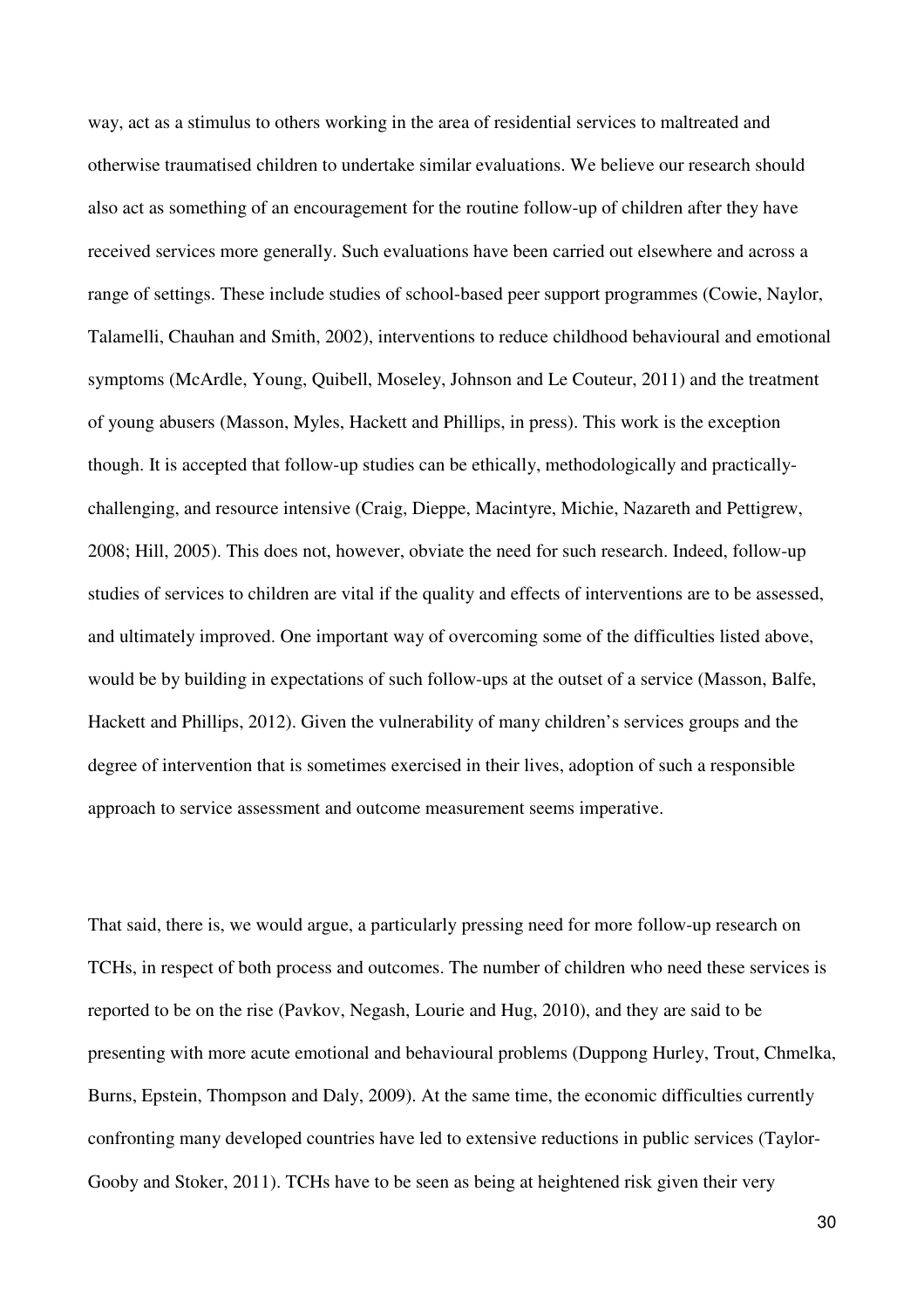way, act as a stimulus to others working in the area of residential services to maltreated and otherwise traumatised children to undertake similar evaluations. We believe our research should also act as something of an encouragement for the routine follow-up of children after they have received services more generally. Such evaluations have been carried out elsewhere and across a range of settings. These include studies of school-based peer support programmes (Cowie, Naylor, Talamelli, Chauhan and Smith, 2002), interventions to reduce childhood behavioural and emotional symptoms (McArdle, Young, Quibell, Moseley, Johnson and Le Couteur, 2011) and the treatment of young abusers (Masson, Myles, Hackett and Phillips, in press). This work is the exception though. It is accepted that follow-up studies can be ethically, methodologically and practically-challenging, and resource intensive (Craig, Dieppe, Macintyre, Michie, Nazareth and Pettigrew, 2008; Hill, 2005). This does not, however, obviate the need for such research. Indeed, follow-up studies of services to children are vital if the quality and effects of interventions are to be assessed, and ultimately improved. One important way of overcoming some of the difficulties listed above, would be by building in expectations of such follow-ups at the outset of a service (Masson, Balfe, Hackett and Phillips, 2012). Given the vulnerability of many children's services groups and the degree of intervention that is sometimes exercised in their lives, adoption of such a responsible approach to service assessment and outcome measurement seems imperative.

That said, there is, we would argue, a particularly pressing need for more follow-up research on TCHs, in respect of both process and outcomes. The number of children who need these services is reported to be on the rise (Pavkov, Negash, Lourie and Hug, 2010), and they are said to be presenting with more acute emotional and behavioural problems (Duppong Hurley, Trout, Chmelka, Burns, Epstein, Thompson and Daly, 2009). At the same time, the economic difficulties currently confronting many developed countries have led to extensive reductions in public services (Taylor-Gooby and Stoker, 2011). TCHs have to be seen as being at heightened risk given their very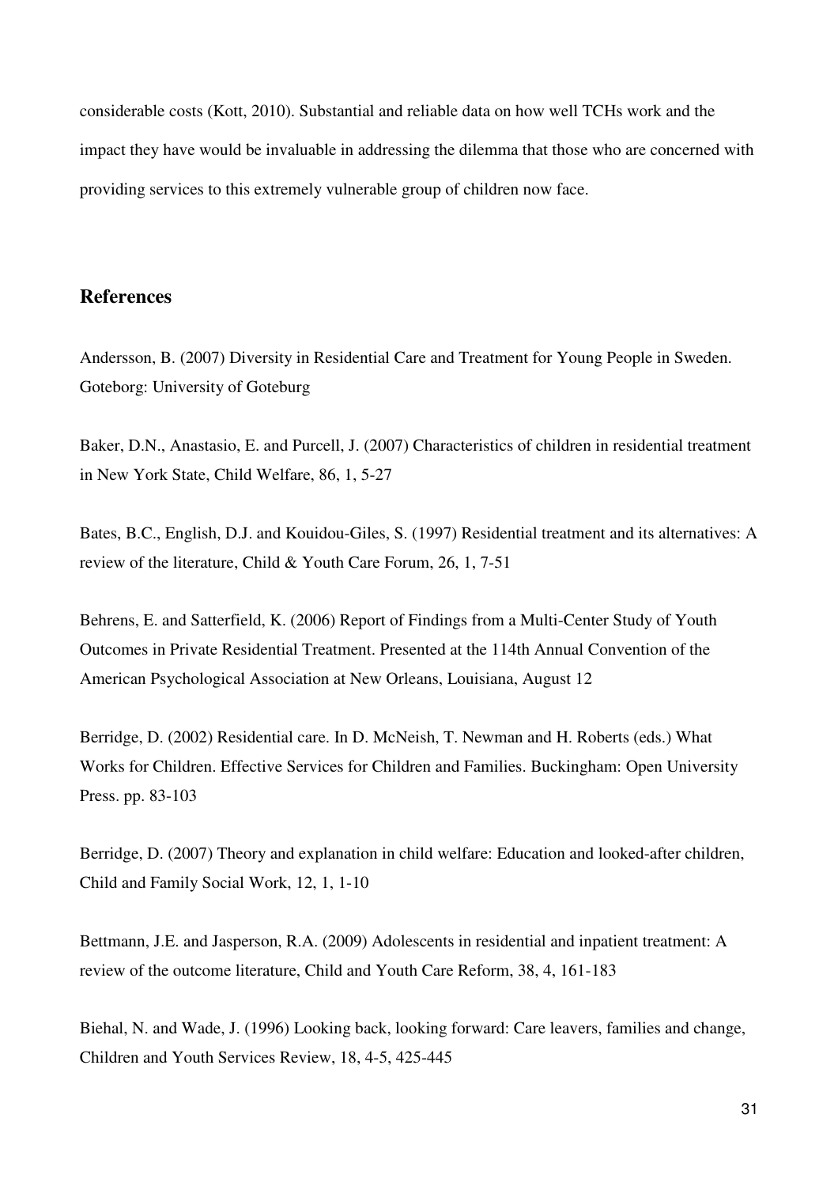considerable costs (Kott, 2010). Substantial and reliable data on how well TCHs work and the impact they have would be invaluable in addressing the dilemma that those who are concerned with providing services to this extremely vulnerable group of children now face.

## References

Andersson, B. (2007) Diversity in Residential Care and Treatment for Young People in Sweden. Goteborg: University of Goteburg

Baker, D.N., Anastasio, E. and Purcell, J. (2007) Characteristics of children in residential treatment in New York State, Child Welfare, 86, 1, 5-27

Bates, B.C., English, D.J. and Kouidou-Giles, S. (1997) Residential treatment and its alternatives: A review of the literature, Child & Youth Care Forum, 26, 1, 7-51

Behrens, E. and Satterfield, K. (2006) Report of Findings from a Multi-Center Study of Youth Outcomes in Private Residential Treatment. Presented at the 114th Annual Convention of the American Psychological Association at New Orleans, Louisiana, August 12

Berridge, D. (2002) Residential care. In D. McNeish, T. Newman and H. Roberts (eds.) What Works for Children. Effective Services for Children and Families. Buckingham: Open University Press. pp. 83-103

Berridge, D. (2007) Theory and explanation in child welfare: Education and looked-after children, Child and Family Social Work, 12, 1, 1-10

Bettmann, J.E. and Jasperson, R.A. (2009) Adolescents in residential and inpatient treatment: A review of the outcome literature, Child and Youth Care Reform, 38, 4, 161-183

Biehal, N. and Wade, J. (1996) Looking back, looking forward: Care leavers, families and change, Children and Youth Services Review, 18, 4-5, 425-445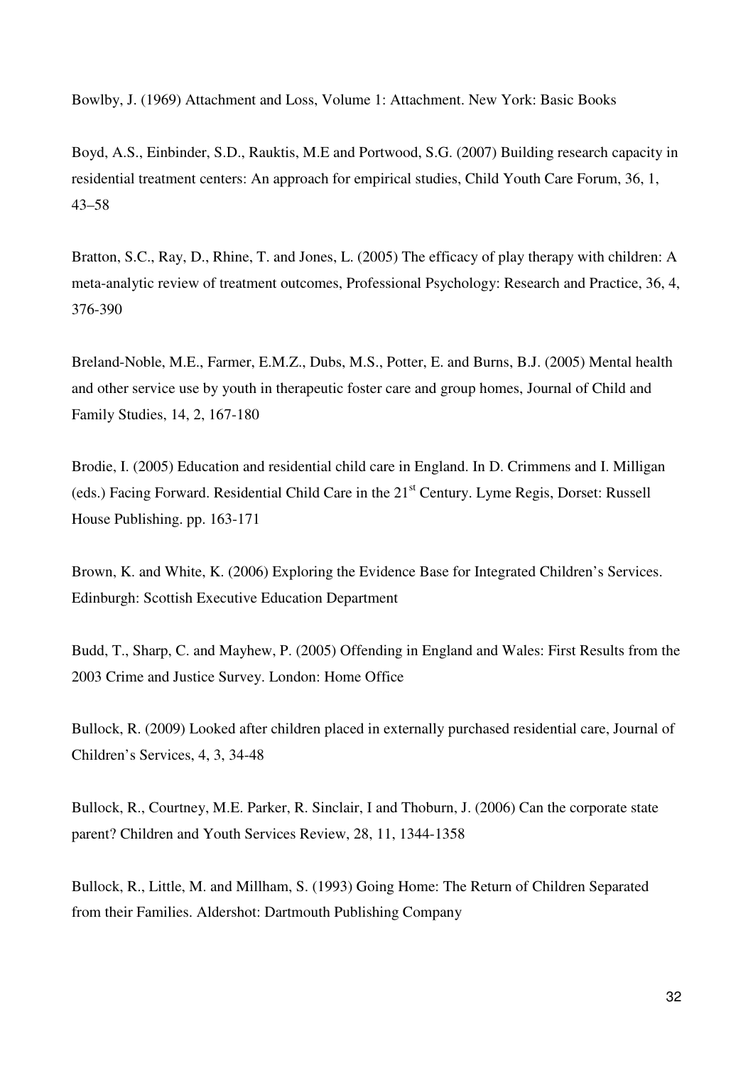Bowlby, J. (1969) Attachment and Loss, Volume 1: Attachment. New York: Basic Books

Boyd, A.S., Einbinder, S.D., Rauktis, M.E and Portwood, S.G. (2007) Building research capacity in residential treatment centers: An approach for empirical studies, Child Youth Care Forum, 36, 1, 43–58

Bratton, S.C., Ray, D., Rhine, T. and Jones, L. (2005) The efficacy of play therapy with children: A meta-analytic review of treatment outcomes, Professional Psychology: Research and Practice, 36, 4, 376-390

Breland-Noble, M.E., Farmer, E.M.Z., Dubs, M.S., Potter, E. and Burns, B.J. (2005) Mental health and other service use by youth in therapeutic foster care and group homes, Journal of Child and Family Studies, 14, 2, 167-180

Brodie, I. (2005) Education and residential child care in England. In D. Crimmens and I. Milligan (eds.) Facing Forward. Residential Child Care in the 21st Century. Lyme Regis, Dorset: Russell House Publishing. pp. 163-171

Brown, K. and White, K. (2006) Exploring the Evidence Base for Integrated Children's Services. Edinburgh: Scottish Executive Education Department

Budd, T., Sharp, C. and Mayhew, P. (2005) Offending in England and Wales: First Results from the 2003 Crime and Justice Survey. London: Home Office

Bullock, R. (2009) Looked after children placed in externally purchased residential care, Journal of Children's Services, 4, 3, 34-48

Bullock, R., Courtney, M.E. Parker, R. Sinclair, I and Thoburn, J. (2006) Can the corporate state parent? Children and Youth Services Review, 28, 11, 1344-1358

Bullock, R., Little, M. and Millham, S. (1993) Going Home: The Return of Children Separated from their Families. Aldershot: Dartmouth Publishing Company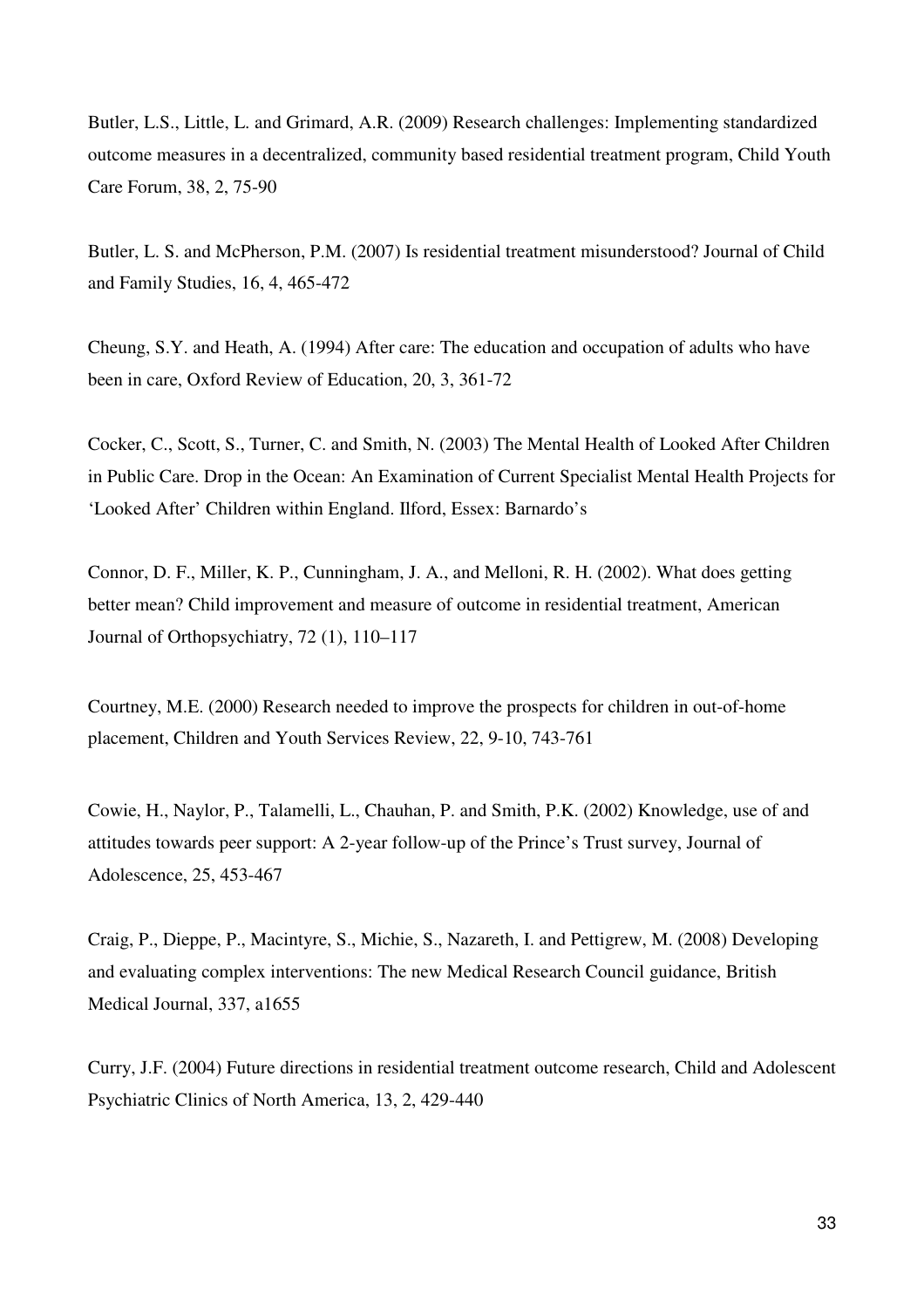Butler, L.S., Little, L. and Grimard, A.R. (2009) Research challenges: Implementing standardized outcome measures in a decentralized, community based residential treatment program, Child Youth Care Forum, 38, 2, 75-90

Butler, L. S. and McPherson, P.M. (2007) Is residential treatment misunderstood? Journal of Child and Family Studies, 16, 4, 465-472

Cheung, S.Y. and Heath, A. (1994) After care: The education and occupation of adults who have been in care, Oxford Review of Education, 20, 3, 361-72

Cocker, C., Scott, S., Turner, C. and Smith, N. (2003) The Mental Health of Looked After Children in Public Care. Drop in the Ocean: An Examination of Current Specialist Mental Health Projects for 'Looked After' Children within England. Ilford, Essex: Barnardo's

Connor, D. F., Miller, K. P., Cunningham, J. A., and Melloni, R. H. (2002). What does getting better mean? Child improvement and measure of outcome in residential treatment, American Journal of Orthopsychiatry, 72 (1), 110–117

Courtney, M.E. (2000) Research needed to improve the prospects for children in out-of-home placement, Children and Youth Services Review, 22, 9-10, 743-761

Cowie, H., Naylor, P., Talamelli, L., Chauhan, P. and Smith, P.K. (2002) Knowledge, use of and attitudes towards peer support: A 2-year follow-up of the Prince's Trust survey, Journal of Adolescence, 25, 453-467

Craig, P., Dieppe, P., Macintyre, S., Michie, S., Nazareth, I. and Pettigrew, M. (2008) Developing and evaluating complex interventions: The new Medical Research Council guidance, British Medical Journal, 337, a1655

Curry, J.F. (2004) Future directions in residential treatment outcome research, Child and Adolescent Psychiatric Clinics of North America, 13, 2, 429-440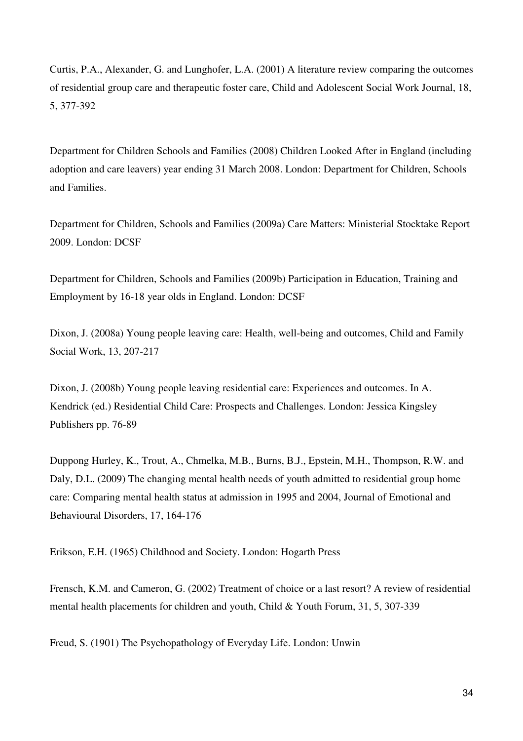Curtis, P.A., Alexander, G. and Lunghofer, L.A. (2001) A literature review comparing the outcomes of residential group care and therapeutic foster care, Child and Adolescent Social Work Journal, 18, 5, 377-392

Department for Children Schools and Families (2008) Children Looked After in England (including adoption and care leavers) year ending 31 March 2008. London: Department for Children, Schools and Families.

Department for Children, Schools and Families (2009a) Care Matters: Ministerial Stocktake Report 2009. London: DCSF

Department for Children, Schools and Families (2009b) Participation in Education, Training and Employment by 16-18 year olds in England. London: DCSF

Dixon, J. (2008a) Young people leaving care: Health, well-being and outcomes, Child and Family Social Work, 13, 207-217

Dixon, J. (2008b) Young people leaving residential care: Experiences and outcomes. In A. Kendrick (ed.) Residential Child Care: Prospects and Challenges. London: Jessica Kingsley Publishers pp. 76-89

Duppong Hurley, K., Trout, A., Chmelka, M.B., Burns, B.J., Epstein, M.H., Thompson, R.W. and Daly, D.L. (2009) The changing mental health needs of youth admitted to residential group home care: Comparing mental health status at admission in 1995 and 2004, Journal of Emotional and Behavioural Disorders, 17, 164-176

Erikson, E.H. (1965) Childhood and Society. London: Hogarth Press

Frensch, K.M. and Cameron, G. (2002) Treatment of choice or a last resort? A review of residential mental health placements for children and youth, Child & Youth Forum, 31, 5, 307-339

Freud, S. (1901) The Psychopathology of Everyday Life. London: Unwin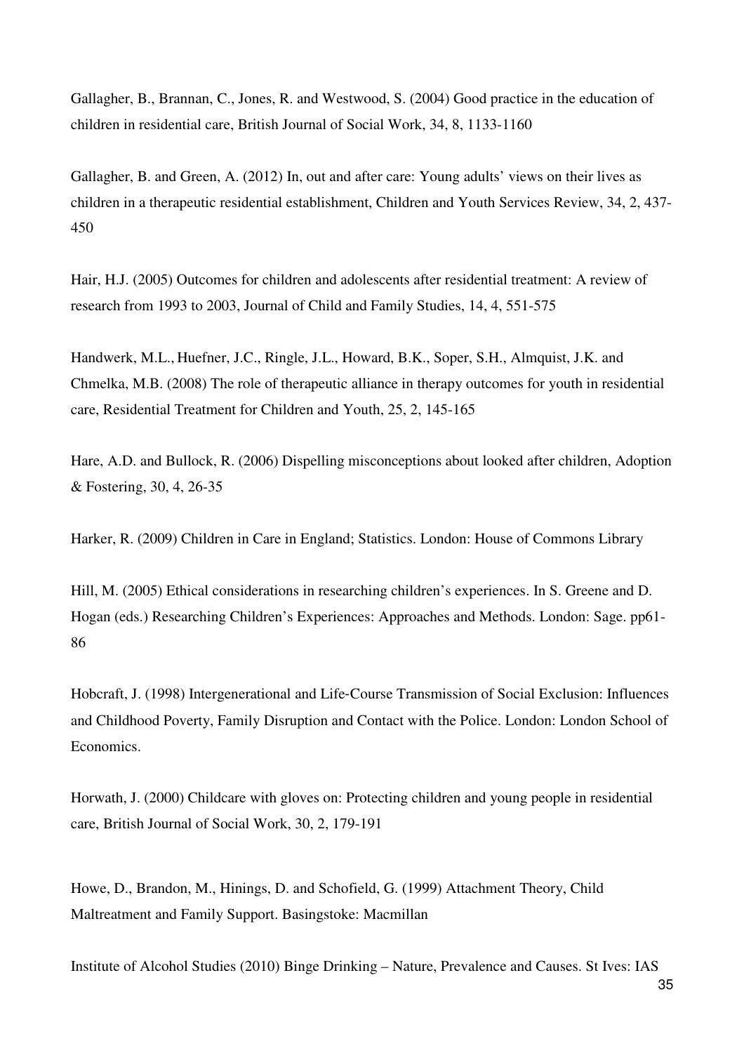Gallagher, B., Brannan, C., Jones, R. and Westwood, S. (2004) Good practice in the education of children in residential care, British Journal of Social Work, 34, 8, 1133-1160

Gallagher, B. and Green, A. (2012) In, out and after care: Young adults' views on their lives as children in a therapeutic residential establishment, Children and Youth Services Review, 34, 2, 437-450

Hair, H.J. (2005) Outcomes for children and adolescents after residential treatment: A review of research from 1993 to 2003, Journal of Child and Family Studies, 14, 4, 551-575

Handwerk, M.L., Huefner, J.C., Ringle, J.L., Howard, B.K., Soper, S.H., Almquist, J.K. and Chmelka, M.B. (2008) The role of therapeutic alliance in therapy outcomes for youth in residential care, Residential Treatment for Children and Youth, 25, 2, 145-165

Hare, A.D. and Bullock, R. (2006) Dispelling misconceptions about looked after children, Adoption & Fostering, 30, 4, 26-35

Harker, R. (2009) Children in Care in England; Statistics. London: House of Commons Library

Hill, M. (2005) Ethical considerations in researching children's experiences. In S. Greene and D. Hogan (eds.) Researching Children's Experiences: Approaches and Methods. London: Sage. pp61-86

Hobcraft, J. (1998) Intergenerational and Life-Course Transmission of Social Exclusion: Influences and Childhood Poverty, Family Disruption and Contact with the Police. London: London School of Economics.

Horwath, J. (2000) Childcare with gloves on: Protecting children and young people in residential care, British Journal of Social Work, 30, 2, 179-191

Howe, D., Brandon, M., Hinings, D. and Schofield, G. (1999) Attachment Theory, Child Maltreatment and Family Support. Basingstoke: Macmillan

Institute of Alcohol Studies (2010) Binge Drinking – Nature, Prevalence and Causes. St Ives: IAS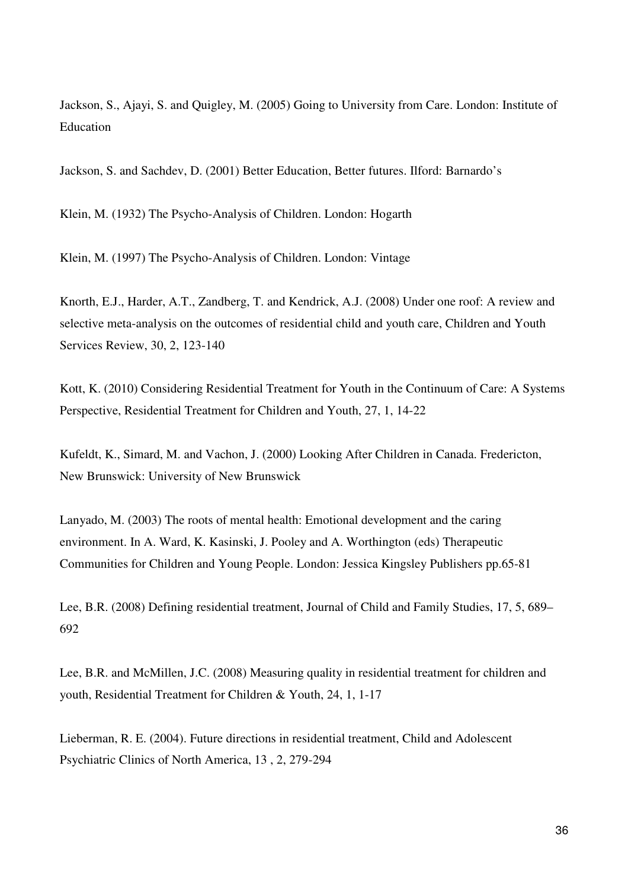Jackson, S., Ajayi, S. and Quigley, M. (2005) Going to University from Care. London: Institute of Education

Jackson, S. and Sachdev, D. (2001) Better Education, Better futures. Ilford: Barnardo's

Klein, M. (1932) The Psycho-Analysis of Children. London: Hogarth

Klein, M. (1997) The Psycho-Analysis of Children. London: Vintage

Knorth, E.J., Harder, A.T., Zandberg, T. and Kendrick, A.J. (2008) Under one roof: A review and selective meta-analysis on the outcomes of residential child and youth care, Children and Youth Services Review, 30, 2, 123-140

Kott, K. (2010) Considering Residential Treatment for Youth in the Continuum of Care: A Systems Perspective, Residential Treatment for Children and Youth, 27, 1, 14-22

Kufeldt, K., Simard, M. and Vachon, J. (2000) Looking After Children in Canada. Fredericton, New Brunswick: University of New Brunswick

Lanyado, M. (2003) The roots of mental health: Emotional development and the caring environment. In A. Ward, K. Kasinski, J. Pooley and A. Worthington (eds) Therapeutic Communities for Children and Young People. London: Jessica Kingsley Publishers pp.65-81

Lee, B.R. (2008) Defining residential treatment, Journal of Child and Family Studies, 17, 5, 689–692

Lee, B.R. and McMillen, J.C. (2008) Measuring quality in residential treatment for children and youth, Residential Treatment for Children & Youth, 24, 1, 1-17

Lieberman, R. E. (2004). Future directions in residential treatment, Child and Adolescent Psychiatric Clinics of North America, 13 , 2, 279-294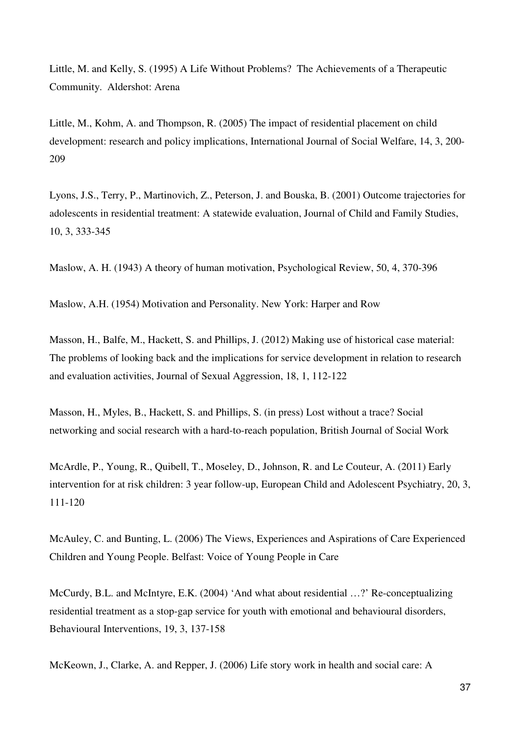Little, M. and Kelly, S. (1995) A Life Without Problems? The Achievements of a Therapeutic Community. Aldershot: Arena

Little, M., Kohm, A. and Thompson, R. (2005) The impact of residential placement on child development: research and policy implications, International Journal of Social Welfare, 14, 3, 200-209

Lyons, J.S., Terry, P., Martinovich, Z., Peterson, J. and Bouska, B. (2001) Outcome trajectories for adolescents in residential treatment: A statewide evaluation, Journal of Child and Family Studies, 10, 3, 333-345

Maslow, A. H. (1943) A theory of human motivation, Psychological Review, 50, 4, 370-396

Maslow, A.H. (1954) Motivation and Personality. New York: Harper and Row

Masson, H., Balfe, M., Hackett, S. and Phillips, J. (2012) Making use of historical case material: The problems of looking back and the implications for service development in relation to research and evaluation activities, Journal of Sexual Aggression, 18, 1, 112-122

Masson, H., Myles, B., Hackett, S. and Phillips, S. (in press) Lost without a trace? Social networking and social research with a hard-to-reach population, British Journal of Social Work

McArdle, P., Young, R., Quibell, T., Moseley, D., Johnson, R. and Le Couteur, A. (2011) Early intervention for at risk children: 3 year follow-up, European Child and Adolescent Psychiatry, 20, 3, 111-120

McAuley, C. and Bunting, L. (2006) The Views, Experiences and Aspirations of Care Experienced Children and Young People. Belfast: Voice of Young People in Care

McCurdy, B.L. and McIntyre, E.K. (2004) 'And what about residential …?' Re-conceptualizing residential treatment as a stop-gap service for youth with emotional and behavioural disorders, Behavioural Interventions, 19, 3, 137-158

McKeown, J., Clarke, A. and Repper, J. (2006) Life story work in health and social care: A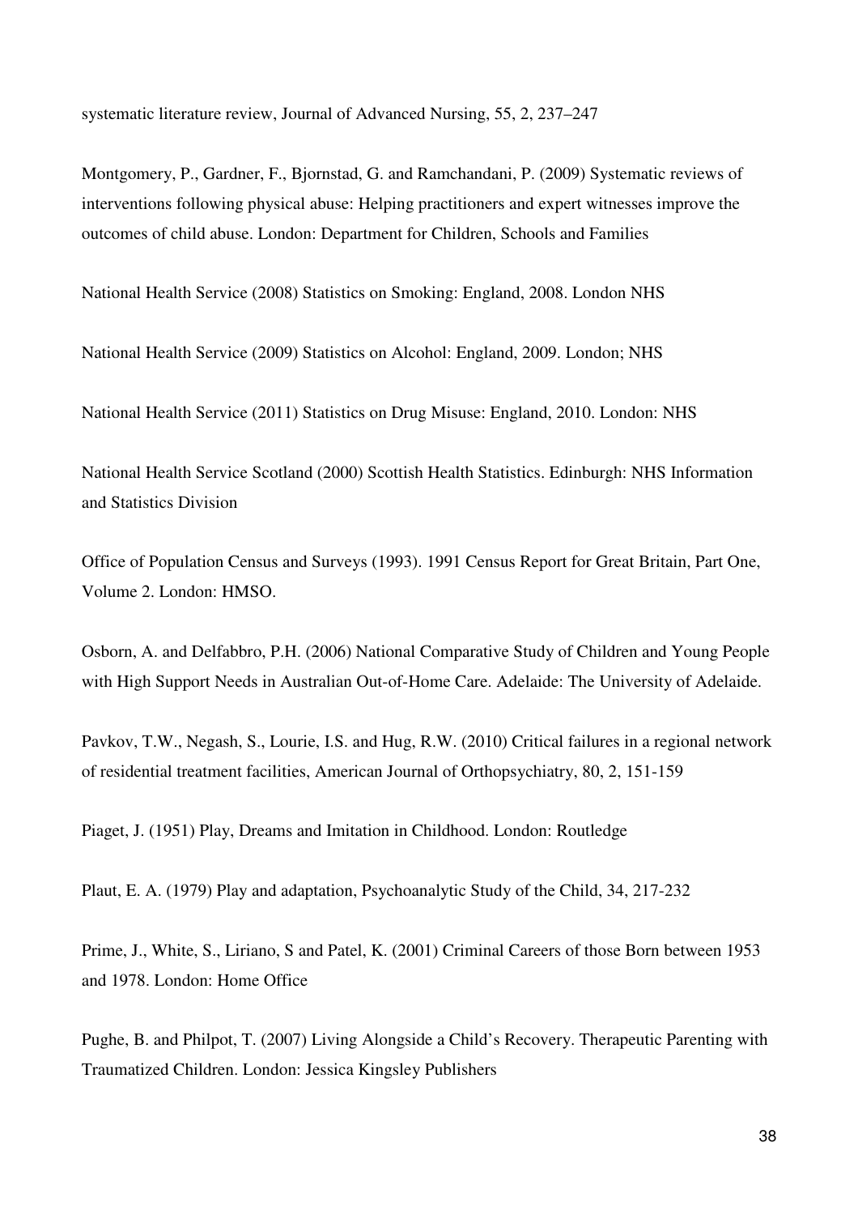systematic literature review, Journal of Advanced Nursing, 55, 2, 237–247

Montgomery, P., Gardner, F., Bjornstad, G. and Ramchandani, P. (2009) Systematic reviews of interventions following physical abuse: Helping practitioners and expert witnesses improve the outcomes of child abuse. London: Department for Children, Schools and Families

National Health Service (2008) Statistics on Smoking: England, 2008. London NHS

National Health Service (2009) Statistics on Alcohol: England, 2009. London; NHS

National Health Service (2011) Statistics on Drug Misuse: England, 2010. London: NHS

National Health Service Scotland (2000) Scottish Health Statistics. Edinburgh: NHS Information and Statistics Division

Office of Population Census and Surveys (1993). 1991 Census Report for Great Britain, Part One, Volume 2. London: HMSO.

Osborn, A. and Delfabbro, P.H. (2006) National Comparative Study of Children and Young People with High Support Needs in Australian Out-of-Home Care. Adelaide: The University of Adelaide.

Pavkov, T.W., Negash, S., Lourie, I.S. and Hug, R.W. (2010) Critical failures in a regional network of residential treatment facilities, American Journal of Orthopsychiatry, 80, 2, 151-159

Piaget, J. (1951) Play, Dreams and Imitation in Childhood. London: Routledge

Plaut, E. A. (1979) Play and adaptation, Psychoanalytic Study of the Child, 34, 217-232

Prime, J., White, S., Liriano, S and Patel, K. (2001) Criminal Careers of those Born between 1953 and 1978. London: Home Office

Pughe, B. and Philpot, T. (2007) Living Alongside a Child's Recovery. Therapeutic Parenting with Traumatized Children. London: Jessica Kingsley Publishers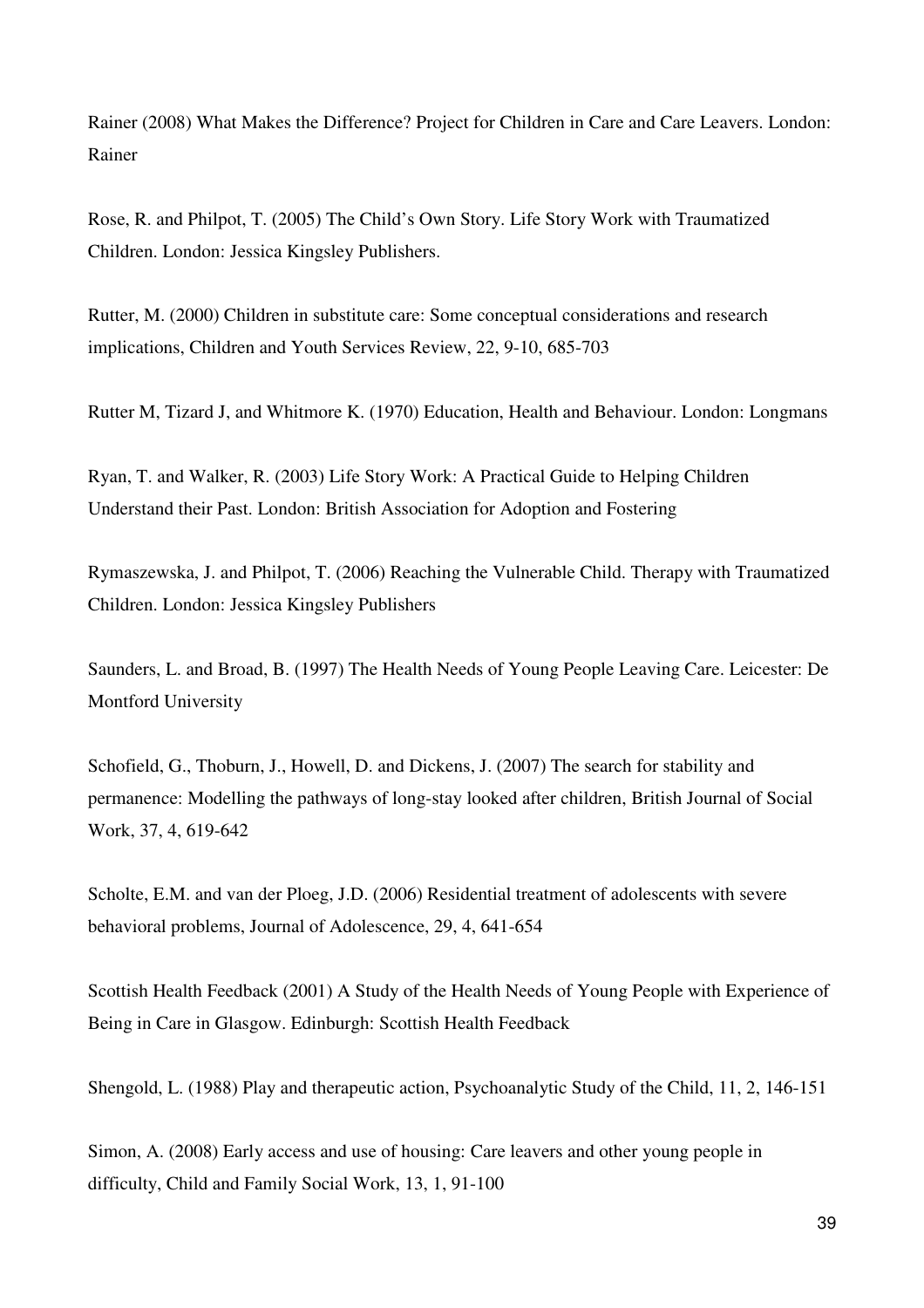Rainer (2008) What Makes the Difference? Project for Children in Care and Care Leavers. London: Rainer

Rose, R. and Philpot, T. (2005) The Child's Own Story. Life Story Work with Traumatized Children. London: Jessica Kingsley Publishers.

Rutter, M. (2000) Children in substitute care: Some conceptual considerations and research implications, Children and Youth Services Review, 22, 9-10, 685-703

Rutter M, Tizard J, and Whitmore K. (1970) Education, Health and Behaviour. London: Longmans

Ryan, T. and Walker, R. (2003) Life Story Work: A Practical Guide to Helping Children Understand their Past. London: British Association for Adoption and Fostering

Rymaszewska, J. and Philpot, T. (2006) Reaching the Vulnerable Child. Therapy with Traumatized Children. London: Jessica Kingsley Publishers

Saunders, L. and Broad, B. (1997) The Health Needs of Young People Leaving Care. Leicester: De Montford University

Schofield, G., Thoburn, J., Howell, D. and Dickens, J. (2007) The search for stability and permanence: Modelling the pathways of long-stay looked after children, British Journal of Social Work, 37, 4, 619-642

Scholte, E.M. and van der Ploeg, J.D. (2006) Residential treatment of adolescents with severe behavioral problems, Journal of Adolescence, 29, 4, 641-654

Scottish Health Feedback (2001) A Study of the Health Needs of Young People with Experience of Being in Care in Glasgow. Edinburgh: Scottish Health Feedback

Shengold, L. (1988) Play and therapeutic action, Psychoanalytic Study of the Child, 11, 2, 146-151

Simon, A. (2008) Early access and use of housing: Care leavers and other young people in difficulty, Child and Family Social Work, 13, 1, 91-100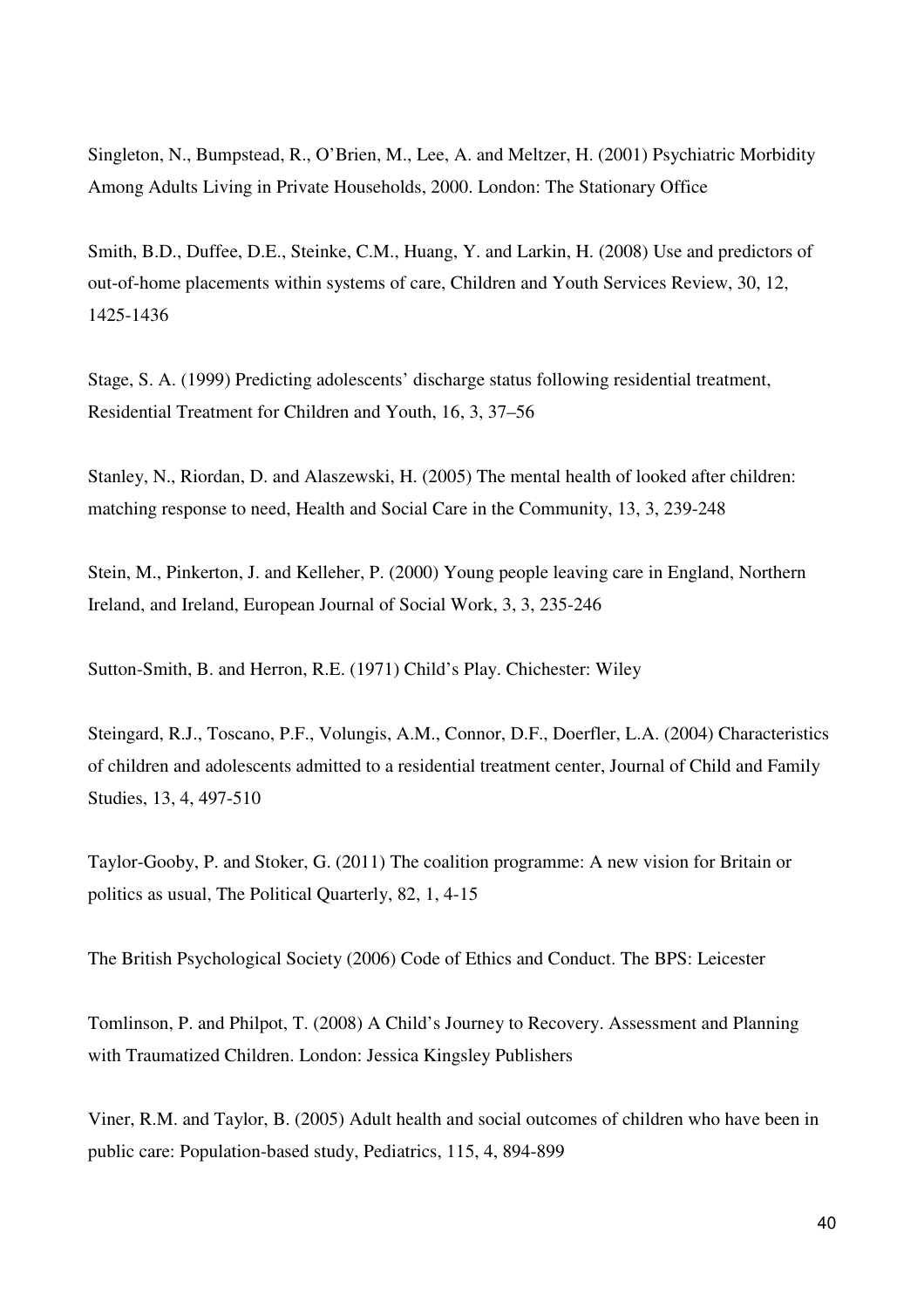Singleton, N., Bumpstead, R., O'Brien, M., Lee, A. and Meltzer, H. (2001) Psychiatric Morbidity Among Adults Living in Private Households, 2000. London: The Stationary Office

Smith, B.D., Duffee, D.E., Steinke, C.M., Huang, Y. and Larkin, H. (2008) Use and predictors of out-of-home placements within systems of care, Children and Youth Services Review, 30, 12, 1425-1436

Stage, S. A. (1999) Predicting adolescents' discharge status following residential treatment, Residential Treatment for Children and Youth, 16, 3, 37–56

Stanley, N., Riordan, D. and Alaszewski, H. (2005) The mental health of looked after children: matching response to need, Health and Social Care in the Community, 13, 3, 239-248

Stein, M., Pinkerton, J. and Kelleher, P. (2000) Young people leaving care in England, Northern Ireland, and Ireland, European Journal of Social Work, 3, 3, 235-246

Sutton-Smith, B. and Herron, R.E. (1971) Child's Play. Chichester: Wiley

Steingard, R.J., Toscano, P.F., Volungis, A.M., Connor, D.F., Doerfler, L.A. (2004) Characteristics of children and adolescents admitted to a residential treatment center, Journal of Child and Family Studies, 13, 4, 497-510

Taylor-Gooby, P. and Stoker, G. (2011) The coalition programme: A new vision for Britain or politics as usual, The Political Quarterly, 82, 1, 4-15

The British Psychological Society (2006) Code of Ethics and Conduct. The BPS: Leicester

Tomlinson, P. and Philpot, T. (2008) A Child's Journey to Recovery. Assessment and Planning with Traumatized Children. London: Jessica Kingsley Publishers

Viner, R.M. and Taylor, B. (2005) Adult health and social outcomes of children who have been in public care: Population-based study, Pediatrics, 115, 4, 894-899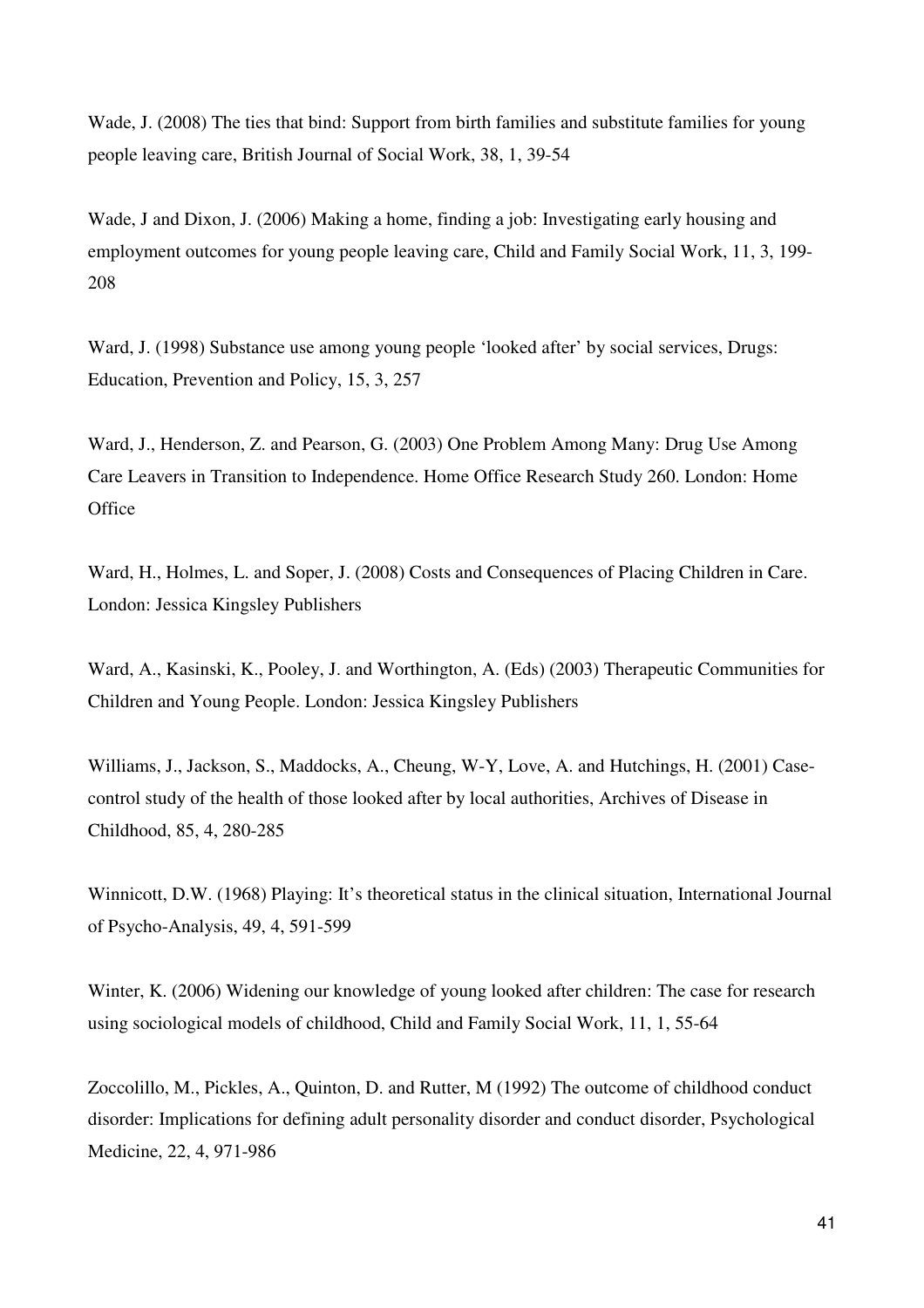Wade, J. (2008) The ties that bind: Support from birth families and substitute families for young people leaving care, British Journal of Social Work, 38, 1, 39-54

Wade, J and Dixon, J. (2006) Making a home, finding a job: Investigating early housing and employment outcomes for young people leaving care, Child and Family Social Work, 11, 3, 199-208

Ward, J. (1998) Substance use among young people 'looked after' by social services, Drugs: Education, Prevention and Policy, 15, 3, 257

Ward, J., Henderson, Z. and Pearson, G. (2003) One Problem Among Many: Drug Use Among Care Leavers in Transition to Independence. Home Office Research Study 260. London: Home Office

Ward, H., Holmes, L. and Soper, J. (2008) Costs and Consequences of Placing Children in Care. London: Jessica Kingsley Publishers

Ward, A., Kasinski, K., Pooley, J. and Worthington, A. (Eds) (2003) Therapeutic Communities for Children and Young People. London: Jessica Kingsley Publishers

Williams, J., Jackson, S., Maddocks, A., Cheung, W-Y, Love, A. and Hutchings, H. (2001) Case-control study of the health of those looked after by local authorities, Archives of Disease in Childhood, 85, 4, 280-285

Winnicott, D.W. (1968) Playing: It's theoretical status in the clinical situation, International Journal of Psycho-Analysis, 49, 4, 591-599

Winter, K. (2006) Widening our knowledge of young looked after children: The case for research using sociological models of childhood, Child and Family Social Work, 11, 1, 55-64

Zoccolillo, M., Pickles, A., Quinton, D. and Rutter, M (1992) The outcome of childhood conduct disorder: Implications for defining adult personality disorder and conduct disorder, Psychological Medicine, 22, 4, 971-986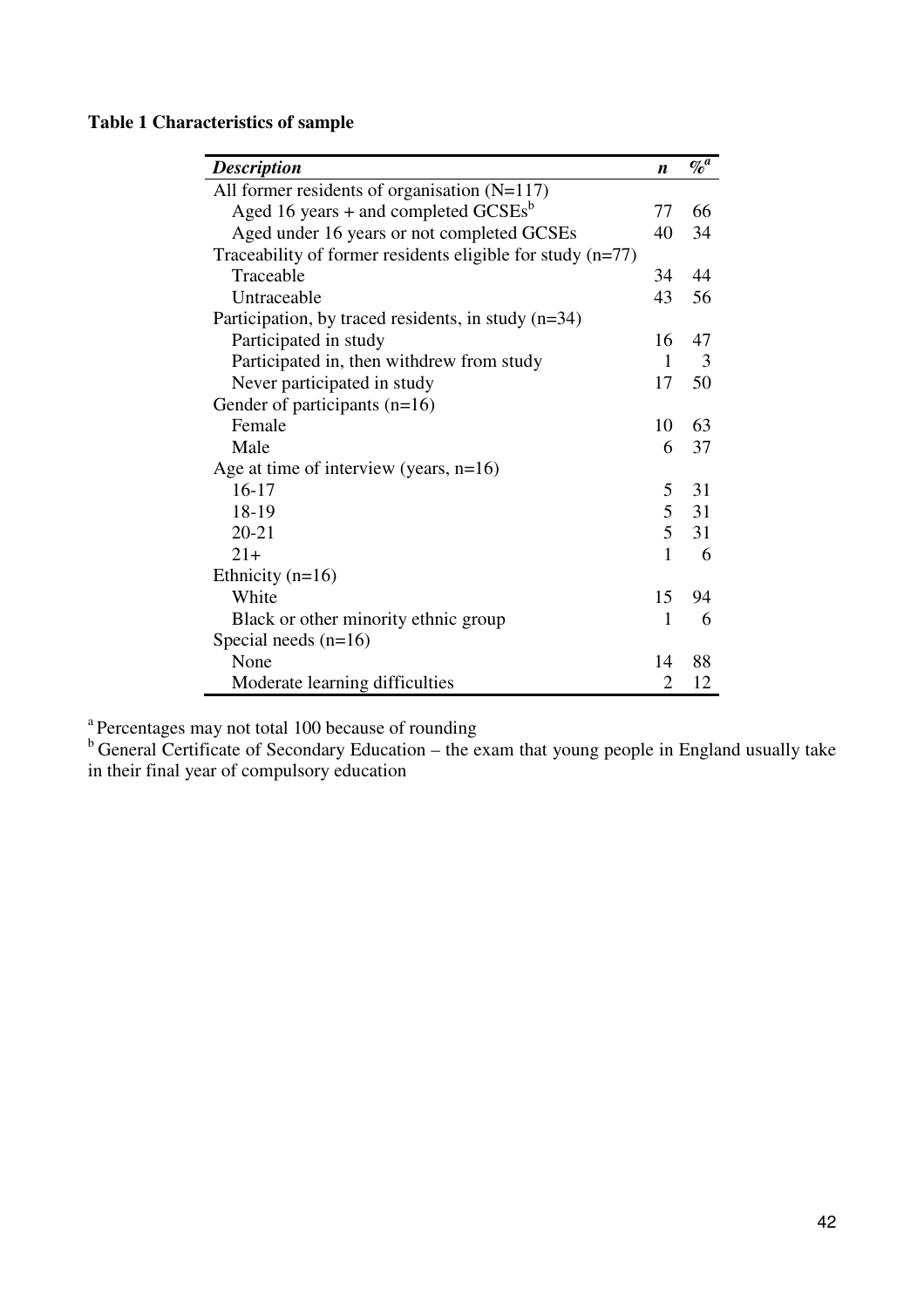**Table 1 Characteristics of sample**

| *Description* | *n* | *%*[a] |
|---|---|---|
| All former residents of organisation (N=117) | | |
| Aged 16 years + and completed GCSEs[b] | 77 | 66 |
| Aged under 16 years or not completed GCSEs | 40 | 34 |
| Traceability of former residents eligible for study (n=77) | | |
| Traceable | 34 | 44 |
| Untraceable | 43 | 56 |
| Participation, by traced residents, in study (n=34) | | |
| Participated in study | 16 | 47 |
| Participated in, then withdrew from study | 1 | 3 |
| Never participated in study | 17 | 50 |
| Gender of participants (n=16) | | |
| Female | 10 | 63 |
| Male | 6 | 37 |
| Age at time of interview (years, n=16) | | |
| 16-17 | 5 | 31 |
| 18-19 | 5 | 31 |
| 20-21 | 5 | 31 |
| 21+ | 1 | 6 |
| Ethnicity (n=16) | | |
| White | 15 | 94 |
| Black or other minority ethnic group | 1 | 6 |
| Special needs (n=16) | | |
| None | 14 | 88 |
| Moderate learning difficulties | 2 | 12 |

[a] Percentages may not total 100 because of rounding

[b] General Certificate of Secondary Education – the exam that young people in England usually take in their final year of compulsory education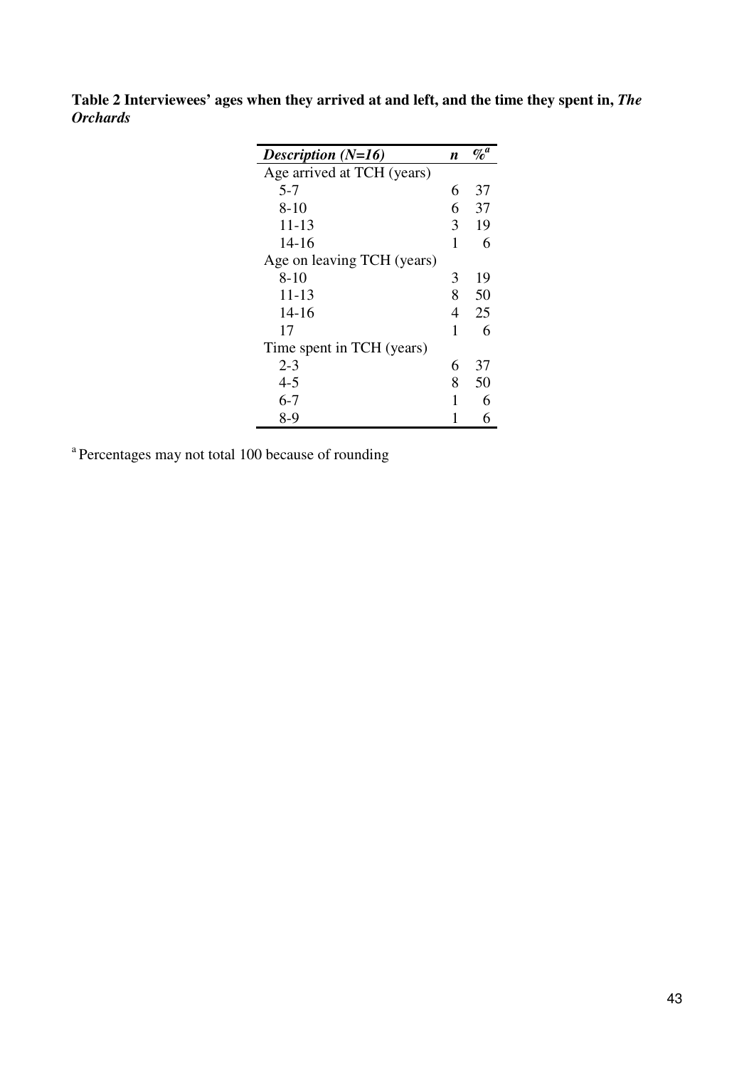**Table 2 Interviewees' ages when they arrived at and left, and the time they spent in, *The Orchards***

| *Description (N=16)* | *n* | *%*[a] |
|---|---|---|
| Age arrived at TCH (years) | | |
| 5-7 | 6 | 37 |
| 8-10 | 6 | 37 |
| 11-13 | 3 | 19 |
| 14-16 | 1 | 6 |
| Age on leaving TCH (years) | | |
| 8-10 | 3 | 19 |
| 11-13 | 8 | 50 |
| 14-16 | 4 | 25 |
| 17 | 1 | 6 |
| Time spent in TCH (years) | | |
| 2-3 | 6 | 37 |
| 4-5 | 8 | 50 |
| 6-7 | 1 | 6 |
| 8-9 | 1 | 6 |

[a] Percentages may not total 100 because of rounding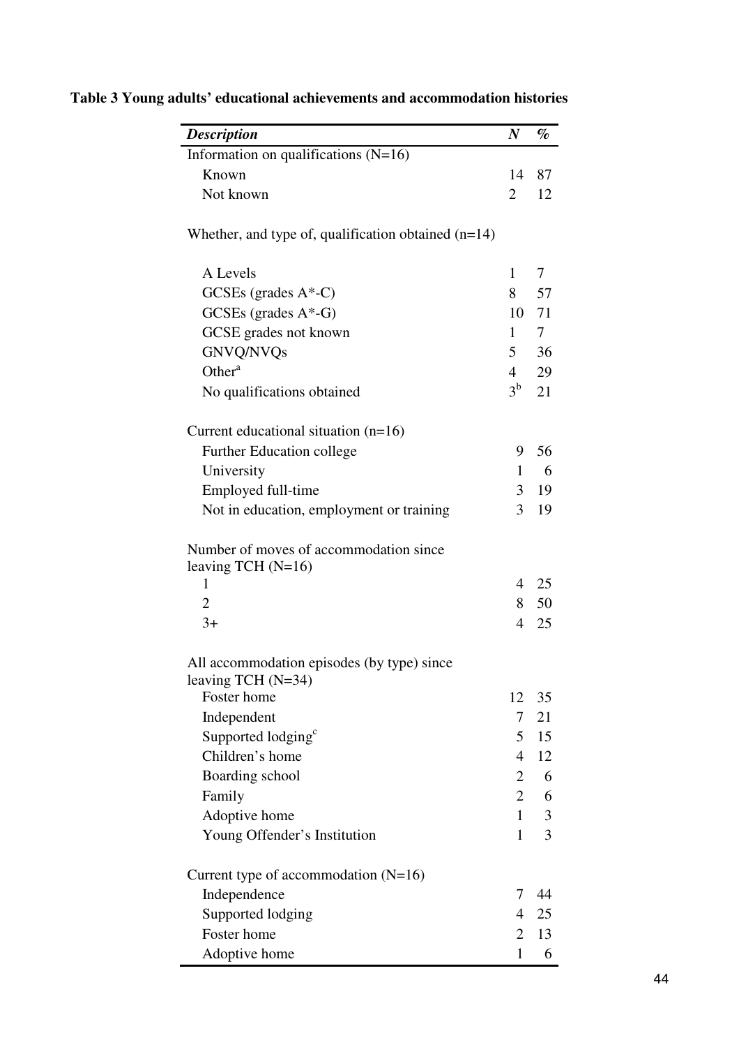**Table 3 Young adults' educational achievements and accommodation histories**

| *Description* | *N* | *%* |
|---|---|---|
| Information on qualifications (N=16) | | |
| Known | 14 | 87 |
| Not known | 2 | 12 |
| Whether, and type of, qualification obtained (n=14) | | |
| A Levels | 1 | 7 |
| GCSEs (grades A*-C) | 8 | 57 |
| GCSEs (grades A*-G) | 10 | 71 |
| GCSE grades not known | 1 | 7 |
| GNVQ/NVQs | 5 | 36 |
| Other[a] | 4 | 29 |
| No qualifications obtained | 3[b] | 21 |
| Current educational situation (n=16) | | |
| Further Education college | 9 | 56 |
| University | 1 | 6 |
| Employed full-time | 3 | 19 |
| Not in education, employment or training | 3 | 19 |
| Number of moves of accommodation since leaving TCH (N=16) | | |
| 1 | 4 | 25 |
| 2 | 8 | 50 |
| 3+ | 4 | 25 |
| All accommodation episodes (by type) since leaving TCH (N=34) | | |
| Foster home | 12 | 35 |
| Independent | 7 | 21 |
| Supported lodging[c] | 5 | 15 |
| Children's home | 4 | 12 |
| Boarding school | 2 | 6 |
| Family | 2 | 6 |
| Adoptive home | 1 | 3 |
| Young Offender's Institution | 1 | 3 |
| Current type of accommodation (N=16) | | |
| Independence | 7 | 44 |
| Supported lodging | 4 | 25 |
| Foster home | 2 | 13 |
| Adoptive home | 1 | 6 |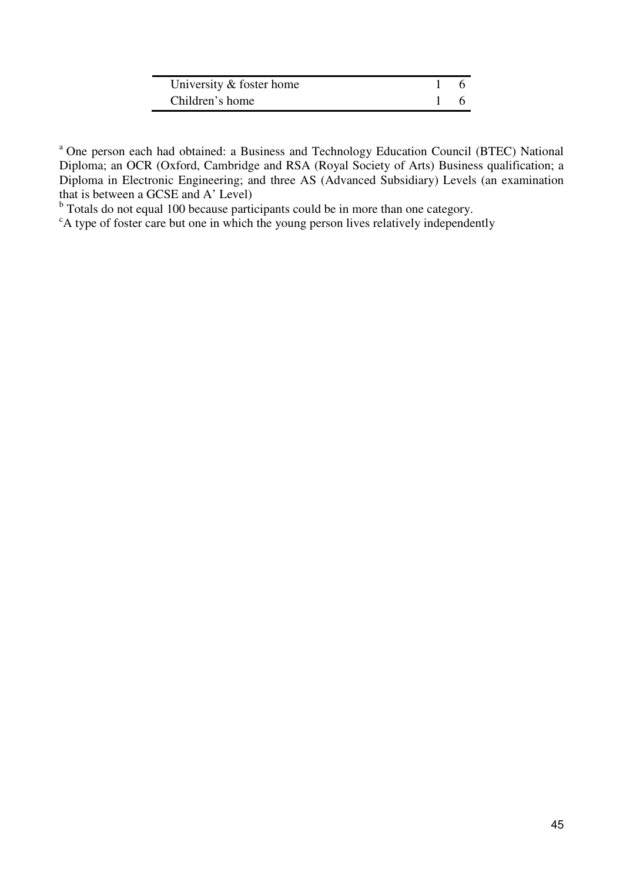| | | |
|---|---|---|
| University & foster home | 1 | 6 |
| Children's home | 1 | 6 |

[a] One person each had obtained: a Business and Technology Education Council (BTEC) National Diploma; an OCR (Oxford, Cambridge and RSA (Royal Society of Arts) Business qualification; a Diploma in Electronic Engineering; and three AS (Advanced Subsidiary) Levels (an examination that is between a GCSE and A' Level)

[b] Totals do not equal 100 because participants could be in more than one category.

[c] A type of foster care but one in which the young person lives relatively independently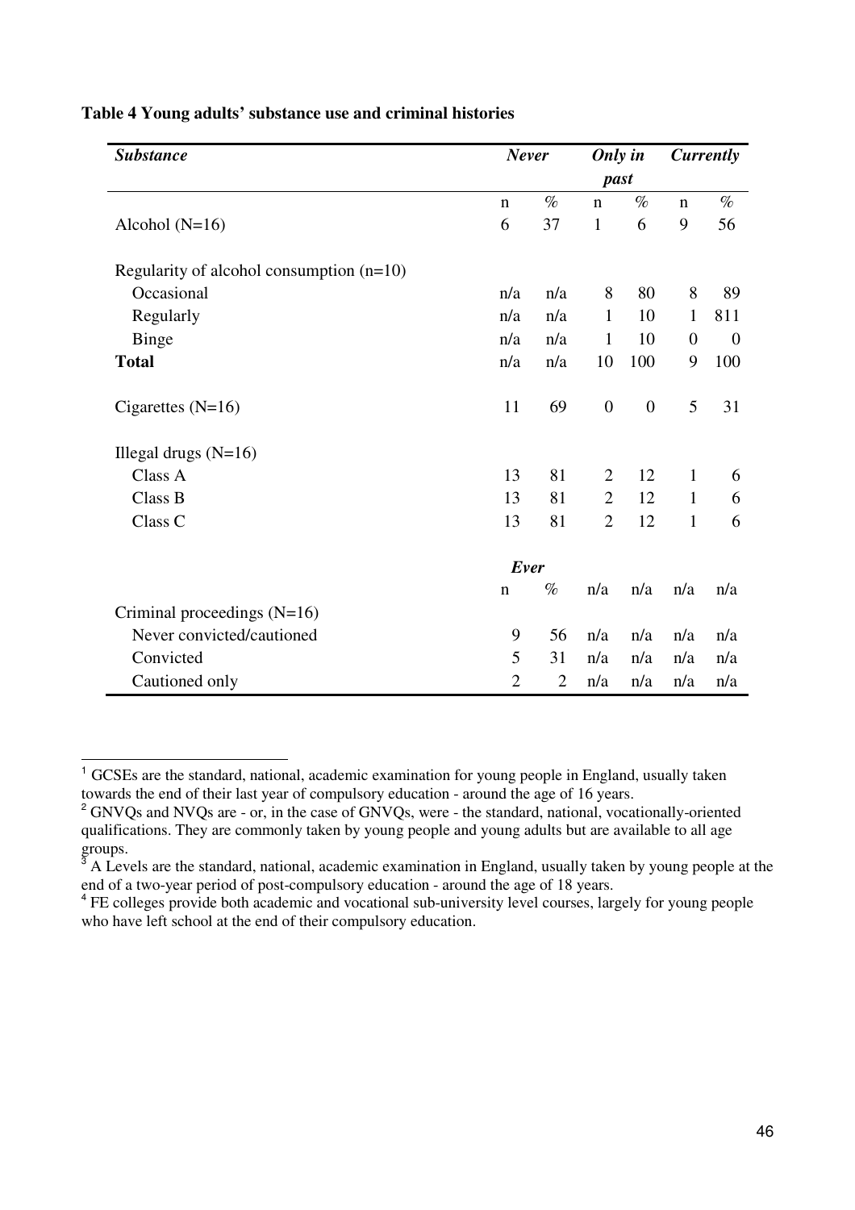**Table 4 Young adults' substance use and criminal histories**

| ***Substance*** | ***Never*** | | ***Only in past*** | | ***Currently*** | |
|---|---|---|---|---|---|---|
| | n | % | n | % | n | % |
| Alcohol (N=16) | 6 | 37 | 1 | 6 | 9 | 56 |
| | | | | | | |
| Regularity of alcohol consumption (n=10) | | | | | | |
| Occasional | n/a | n/a | 8 | 80 | 8 | 89 |
| Regularly | n/a | n/a | 1 | 10 | 1 | 811 |
| Binge | n/a | n/a | 1 | 10 | 0 | 0 |
| **Total** | n/a | n/a | 10 | 100 | 9 | 100 |
| | | | | | | |
| Cigarettes (N=16) | 11 | 69 | 0 | 0 | 5 | 31 |
| | | | | | | |
| Illegal drugs (N=16) | | | | | | |
| Class A | 13 | 81 | 2 | 12 | 1 | 6 |
| Class B | 13 | 81 | 2 | 12 | 1 | 6 |
| Class C | 13 | 81 | 2 | 12 | 1 | 6 |
| | | | | | | |
| | ***Ever*** | | | | | |
| | n | % | n/a | n/a | n/a | n/a |
| Criminal proceedings (N=16) | | | | | | |
| Never convicted/cautioned | 9 | 56 | n/a | n/a | n/a | n/a |
| Convicted | 5 | 31 | n/a | n/a | n/a | n/a |
| Cautioned only | 2 | 2 | n/a | n/a | n/a | n/a |

[1] GCSEs are the standard, national, academic examination for young people in England, usually taken towards the end of their last year of compulsory education - around the age of 16 years.

[2] GNVQs and NVQs are - or, in the case of GNVQs, were - the standard, national, vocationally-oriented qualifications. They are commonly taken by young people and young adults but are available to all age groups.

[3] A Levels are the standard, national, academic examination in England, usually taken by young people at the end of a two-year period of post-compulsory education - around the age of 18 years.

[4] FE colleges provide both academic and vocational sub-university level courses, largely for young people who have left school at the end of their compulsory education.